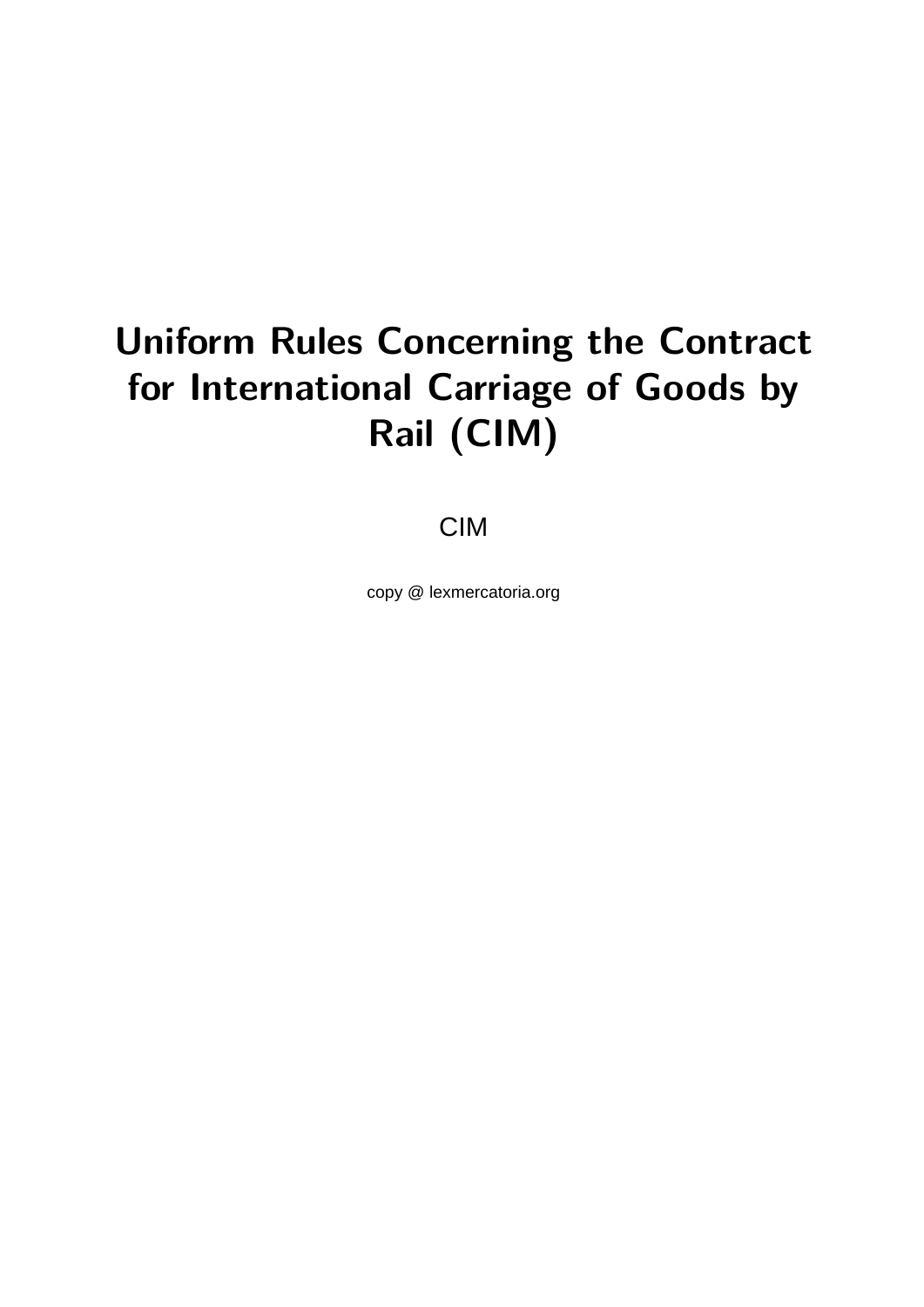# Uniform Rules Concerning the Contract for International Carriage of Goods by Rail (CIM)

CIM

copy @ lexmercatoria.org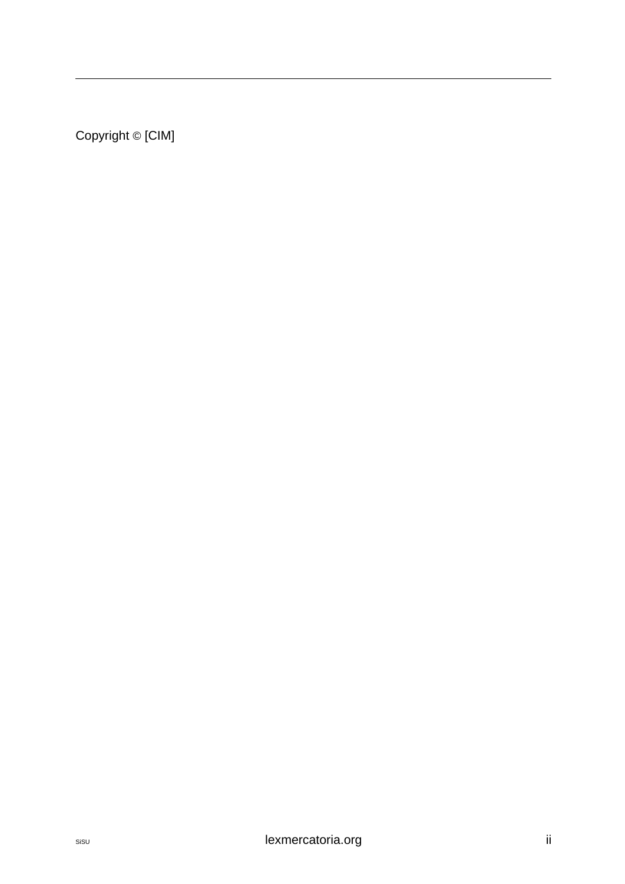Copyright © [CIM]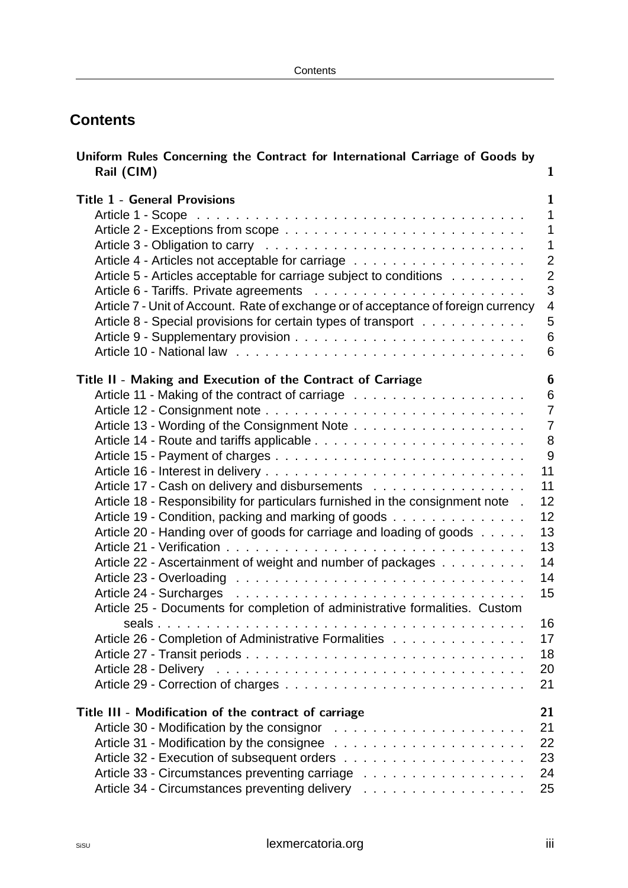# Contents

**Uniform Rules Concerning the Contract for International Carriage of Goods by Rail (CIM)** 1

**Title 1 - General Provisions** 1

- Article 1 - Scope 1
- Article 2 - Exceptions from scope 1
- Article 3 - Obligation to carry 1
- Article 4 - Articles not acceptable for carriage 2
- Article 5 - Articles acceptable for carriage subject to conditions 2
- Article 6 - Tariffs. Private agreements 3
- Article 7 - Unit of Account. Rate of exchange or of acceptance of foreign currency 4
- Article 8 - Special provisions for certain types of transport 5
- Article 9 - Supplementary provision 6
- Article 10 - National law 6

**Title II - Making and Execution of the Contract of Carriage** 6

- Article 11 - Making of the contract of carriage 6
- Article 12 - Consignment note 7
- Article 13 - Wording of the Consignment Note 7
- Article 14 - Route and tariffs applicable 8
- Article 15 - Payment of charges 9
- Article 16 - Interest in delivery 11
- Article 17 - Cash on delivery and disbursements 11
- Article 18 - Responsibility for particulars furnished in the consignment note 12
- Article 19 - Condition, packing and marking of goods 12
- Article 20 - Handing over of goods for carriage and loading of goods 13
- Article 21 - Verification 13
- Article 22 - Ascertainment of weight and number of packages 14
- Article 23 - Overloading 14
- Article 24 - Surcharges 15
- Article 25 - Documents for completion of administrative formalities. Custom seals 16
- Article 26 - Completion of Administrative Formalities 17
- Article 27 - Transit periods 18
- Article 28 - Delivery 20
- Article 29 - Correction of charges 21

**Title III - Modification of the contract of carriage** 21

- Article 30 - Modification by the consignor 21
- Article 31 - Modification by the consignee 22
- Article 32 - Execution of subsequent orders 23
- Article 33 - Circumstances preventing carriage 24
- Article 34 - Circumstances preventing delivery 25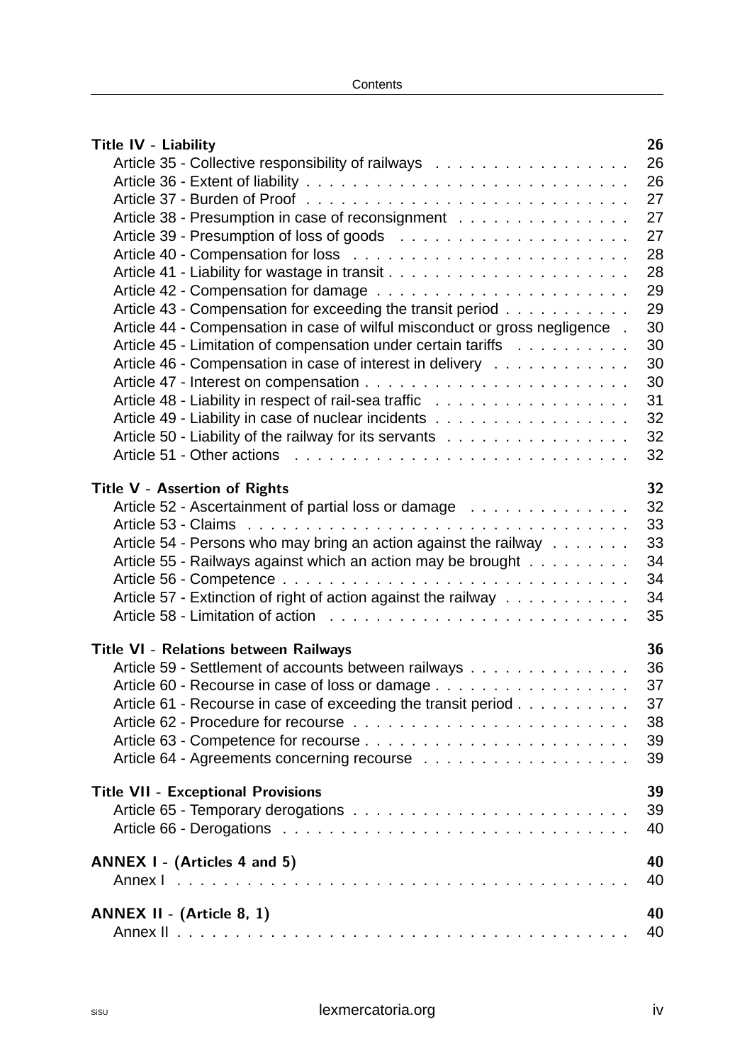**Title IV - Liability** 26

- Article 35 - Collective responsibility of railways 26
- Article 36 - Extent of liability 26
- Article 37 - Burden of Proof 27
- Article 38 - Presumption in case of reconsignment 27
- Article 39 - Presumption of loss of goods 27
- Article 40 - Compensation for loss 28
- Article 41 - Liability for wastage in transit 28
- Article 42 - Compensation for damage 29
- Article 43 - Compensation for exceeding the transit period 29
- Article 44 - Compensation in case of wilful misconduct or gross negligence 30
- Article 45 - Limitation of compensation under certain tariffs 30
- Article 46 - Compensation in case of interest in delivery 30
- Article 47 - Interest on compensation 30
- Article 48 - Liability in respect of rail-sea traffic 31
- Article 49 - Liability in case of nuclear incidents 32
- Article 50 - Liability of the railway for its servants 32
- Article 51 - Other actions 32

**Title V - Assertion of Rights** 32

- Article 52 - Ascertainment of partial loss or damage 32
- Article 53 - Claims 33
- Article 54 - Persons who may bring an action against the railway 33
- Article 55 - Railways against which an action may be brought 34
- Article 56 - Competence 34
- Article 57 - Extinction of right of action against the railway 34
- Article 58 - Limitation of action 35

**Title VI - Relations between Railways** 36

- Article 59 - Settlement of accounts between railways 36
- Article 60 - Recourse in case of loss or damage 37
- Article 61 - Recourse in case of exceeding the transit period 37
- Article 62 - Procedure for recourse 38
- Article 63 - Competence for recourse 39
- Article 64 - Agreements concerning recourse 39

**Title VII - Exceptional Provisions** 39

- Article 65 - Temporary derogations 39
- Article 66 - Derogations 40

**ANNEX I - (Articles 4 and 5)** 40

- Annex I 40

**ANNEX II - (Article 8, 1)** 40

- Annex II 40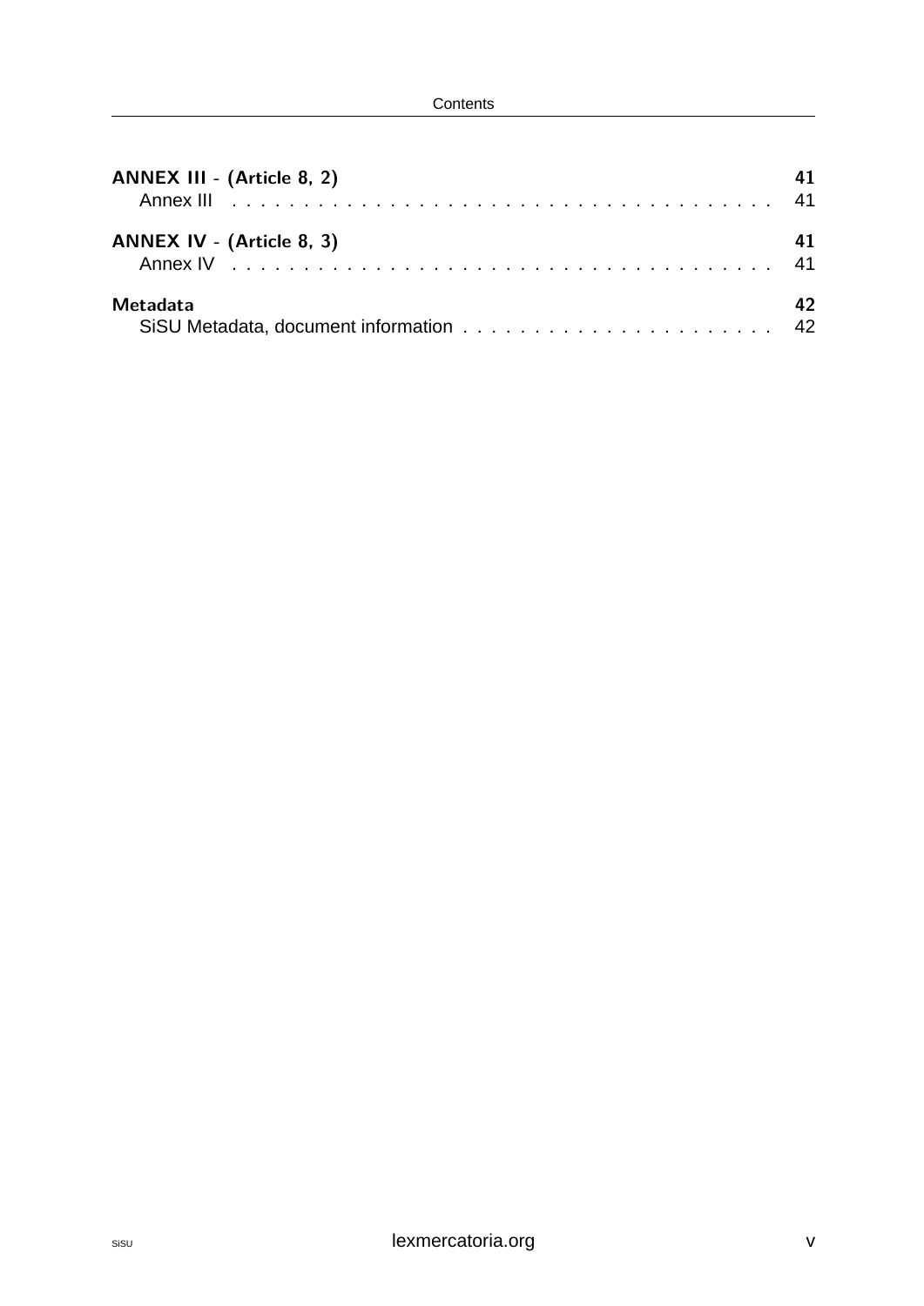**ANNEX III - (Article 8, 2)** **41**
Annex III . . . . . . . . . . . . . . . . . . . . . . . . . . . . . . . . . . . 41

**ANNEX IV - (Article 8, 3)** **41**
Annex IV . . . . . . . . . . . . . . . . . . . . . . . . . . . . . . . . . . . 41

**Metadata** **42**
SiSU Metadata, document information . . . . . . . . . . . . . . . . . . . . . . 42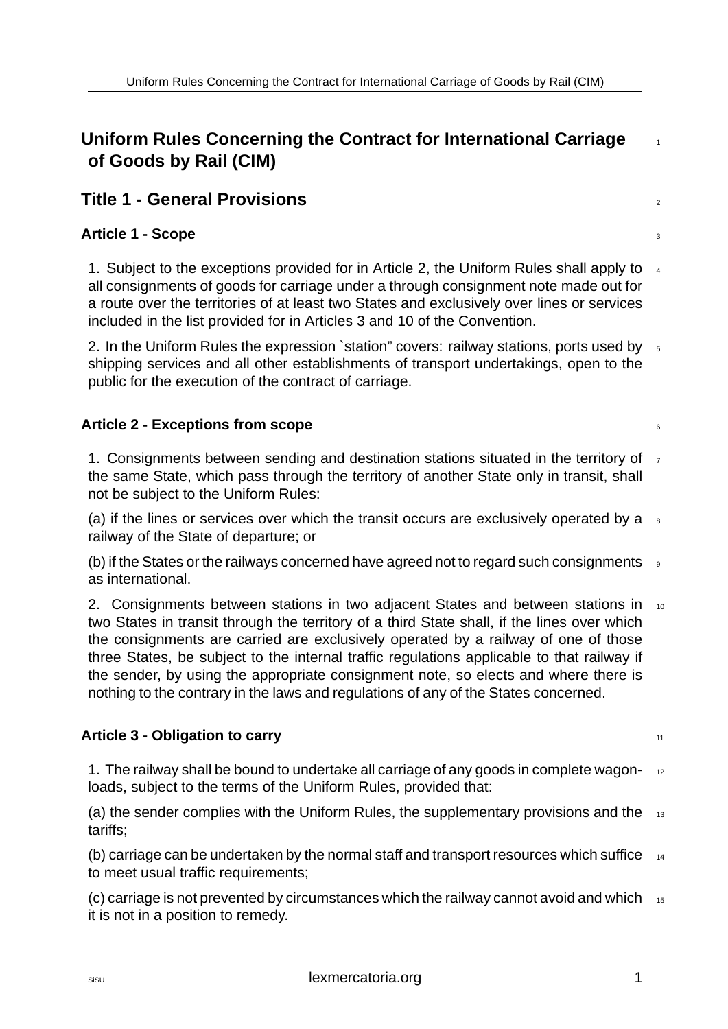# Uniform Rules Concerning the Contract for International Carriage of Goods by Rail (CIM)

## Title 1 - General Provisions

### Article 1 - Scope

1. Subject to the exceptions provided for in Article 2, the Uniform Rules shall apply to all consignments of goods for carriage under a through consignment note made out for a route over the territories of at least two States and exclusively over lines or services included in the list provided for in Articles 3 and 10 of the Convention.

2. In the Uniform Rules the expression `station" covers: railway stations, ports used by shipping services and all other establishments of transport undertakings, open to the public for the execution of the contract of carriage.

### Article 2 - Exceptions from scope

1. Consignments between sending and destination stations situated in the territory of the same State, which pass through the territory of another State only in transit, shall not be subject to the Uniform Rules:

(a) if the lines or services over which the transit occurs are exclusively operated by a railway of the State of departure; or

(b) if the States or the railways concerned have agreed not to regard such consignments as international.

2. Consignments between stations in two adjacent States and between stations in two States in transit through the territory of a third State shall, if the lines over which the consignments are carried are exclusively operated by a railway of one of those three States, be subject to the internal traffic regulations applicable to that railway if the sender, by using the appropriate consignment note, so elects and where there is nothing to the contrary in the laws and regulations of any of the States concerned.

### Article 3 - Obligation to carry

1. The railway shall be bound to undertake all carriage of any goods in complete wagon-loads, subject to the terms of the Uniform Rules, provided that:

(a) the sender complies with the Uniform Rules, the supplementary provisions and the tariffs;

(b) carriage can be undertaken by the normal staff and transport resources which suffice to meet usual traffic requirements;

(c) carriage is not prevented by circumstances which the railway cannot avoid and which it is not in a position to remedy.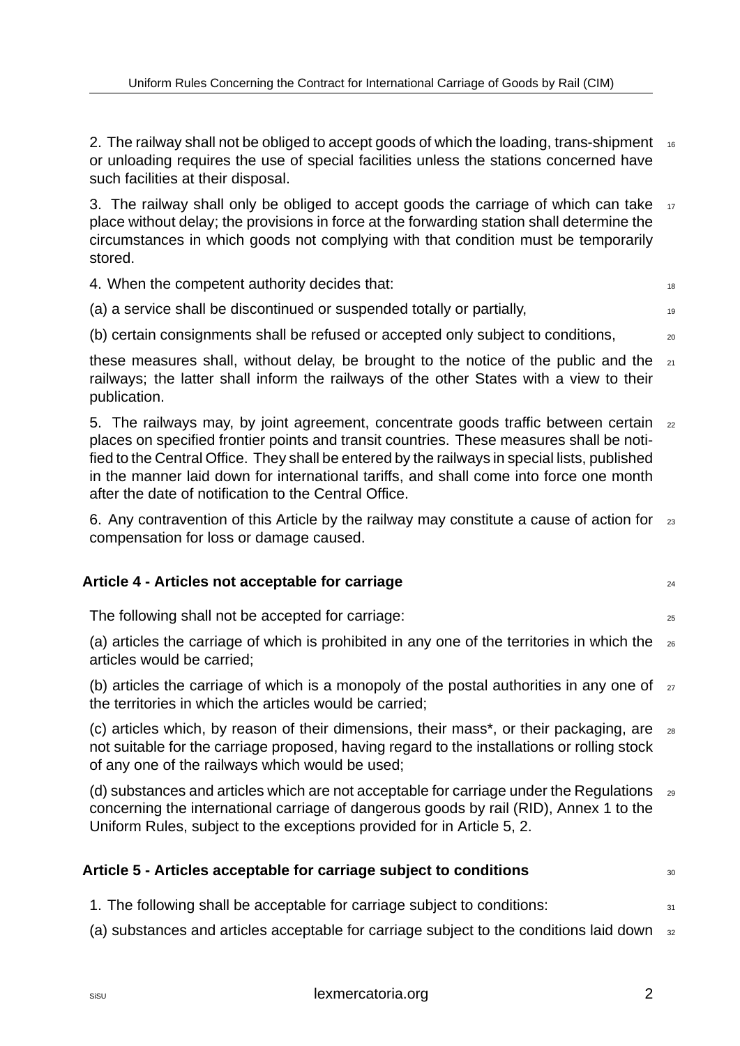2. The railway shall not be obliged to accept goods of which the loading, trans-shipment or unloading requires the use of special facilities unless the stations concerned have such facilities at their disposal.

3. The railway shall only be obliged to accept goods the carriage of which can take place without delay; the provisions in force at the forwarding station shall determine the circumstances in which goods not complying with that condition must be temporarily stored.

4. When the competent authority decides that:

(a) a service shall be discontinued or suspended totally or partially,

(b) certain consignments shall be refused or accepted only subject to conditions,

these measures shall, without delay, be brought to the notice of the public and the railways; the latter shall inform the railways of the other States with a view to their publication.

5. The railways may, by joint agreement, concentrate goods traffic between certain places on specified frontier points and transit countries. These measures shall be notified to the Central Office. They shall be entered by the railways in special lists, published in the manner laid down for international tariffs, and shall come into force one month after the date of notification to the Central Office.

6. Any contravention of this Article by the railway may constitute a cause of action for compensation for loss or damage caused.

## Article 4 - Articles not acceptable for carriage

The following shall not be accepted for carriage:

(a) articles the carriage of which is prohibited in any one of the territories in which the articles would be carried;

(b) articles the carriage of which is a monopoly of the postal authorities in any one of the territories in which the articles would be carried;

(c) articles which, by reason of their dimensions, their mass*, or their packaging, are not suitable for the carriage proposed, having regard to the installations or rolling stock of any one of the railways which would be used;

(d) substances and articles which are not acceptable for carriage under the Regulations concerning the international carriage of dangerous goods by rail (RID), Annex 1 to the Uniform Rules, subject to the exceptions provided for in Article 5, 2.

## Article 5 - Articles acceptable for carriage subject to conditions

1. The following shall be acceptable for carriage subject to conditions:

(a) substances and articles acceptable for carriage subject to the conditions laid down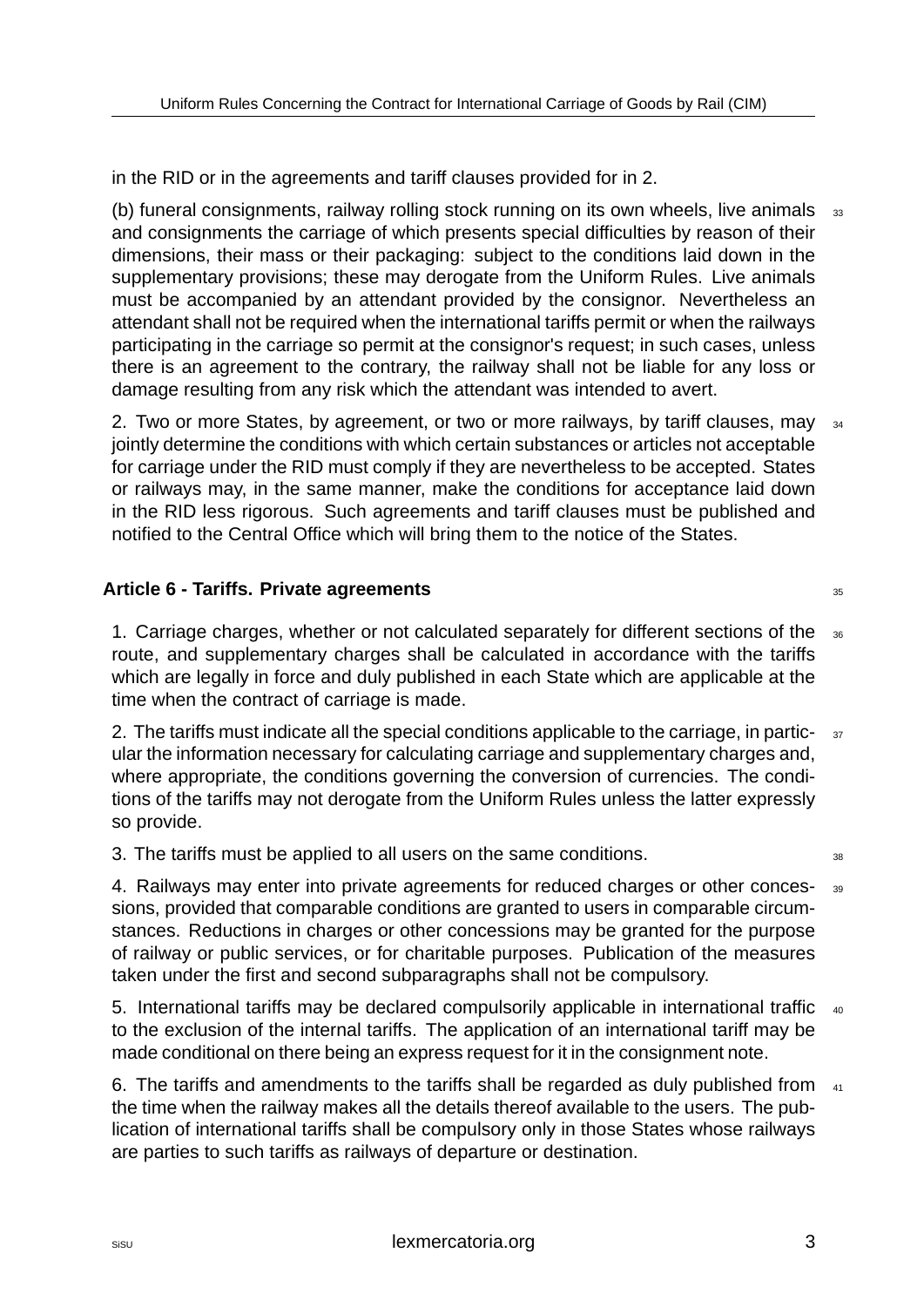in the RID or in the agreements and tariff clauses provided for in 2.

(b) funeral consignments, railway rolling stock running on its own wheels, live animals and consignments the carriage of which presents special difficulties by reason of their dimensions, their mass or their packaging: subject to the conditions laid down in the supplementary provisions; these may derogate from the Uniform Rules. Live animals must be accompanied by an attendant provided by the consignor. Nevertheless an attendant shall not be required when the international tariffs permit or when the railways participating in the carriage so permit at the consignor's request; in such cases, unless there is an agreement to the contrary, the railway shall not be liable for any loss or damage resulting from any risk which the attendant was intended to avert.

2. Two or more States, by agreement, or two or more railways, by tariff clauses, may jointly determine the conditions with which certain substances or articles not acceptable for carriage under the RID must comply if they are nevertheless to be accepted. States or railways may, in the same manner, make the conditions for acceptance laid down in the RID less rigorous. Such agreements and tariff clauses must be published and notified to the Central Office which will bring them to the notice of the States.

### Article 6 - Tariffs. Private agreements

1. Carriage charges, whether or not calculated separately for different sections of the route, and supplementary charges shall be calculated in accordance with the tariffs which are legally in force and duly published in each State which are applicable at the time when the contract of carriage is made.

2. The tariffs must indicate all the special conditions applicable to the carriage, in particular the information necessary for calculating carriage and supplementary charges and, where appropriate, the conditions governing the conversion of currencies. The conditions of the tariffs may not derogate from the Uniform Rules unless the latter expressly so provide.

3. The tariffs must be applied to all users on the same conditions.

4. Railways may enter into private agreements for reduced charges or other concessions, provided that comparable conditions are granted to users in comparable circumstances. Reductions in charges or other concessions may be granted for the purpose of railway or public services, or for charitable purposes. Publication of the measures taken under the first and second subparagraphs shall not be compulsory.

5. International tariffs may be declared compulsorily applicable in international traffic to the exclusion of the internal tariffs. The application of an international tariff may be made conditional on there being an express request for it in the consignment note.

6. The tariffs and amendments to the tariffs shall be regarded as duly published from the time when the railway makes all the details thereof available to the users. The publication of international tariffs shall be compulsory only in those States whose railways are parties to such tariffs as railways of departure or destination.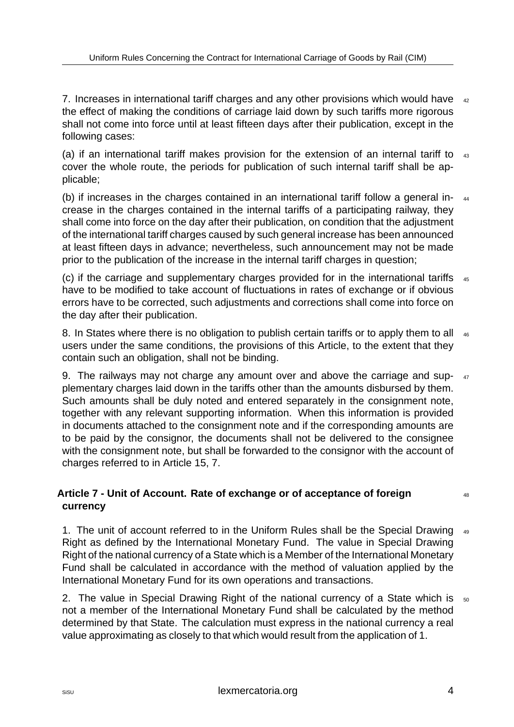7. Increases in international tariff charges and any other provisions which would have the effect of making the conditions of carriage laid down by such tariffs more rigorous shall not come into force until at least fifteen days after their publication, except in the following cases:

(a) if an international tariff makes provision for the extension of an internal tariff to cover the whole route, the periods for publication of such internal tariff shall be applicable;

(b) if increases in the charges contained in an international tariff follow a general increase in the charges contained in the internal tariffs of a participating railway, they shall come into force on the day after their publication, on condition that the adjustment of the international tariff charges caused by such general increase has been announced at least fifteen days in advance; nevertheless, such announcement may not be made prior to the publication of the increase in the internal tariff charges in question;

(c) if the carriage and supplementary charges provided for in the international tariffs have to be modified to take account of fluctuations in rates of exchange or if obvious errors have to be corrected, such adjustments and corrections shall come into force on the day after their publication.

8. In States where there is no obligation to publish certain tariffs or to apply them to all users under the same conditions, the provisions of this Article, to the extent that they contain such an obligation, shall not be binding.

9. The railways may not charge any amount over and above the carriage and supplementary charges laid down in the tariffs other than the amounts disbursed by them. Such amounts shall be duly noted and entered separately in the consignment note, together with any relevant supporting information. When this information is provided in documents attached to the consignment note and if the corresponding amounts are to be paid by the consignor, the documents shall not be delivered to the consignee with the consignment note, but shall be forwarded to the consignor with the account of charges referred to in Article 15, 7.

## Article 7 - Unit of Account. Rate of exchange or of acceptance of foreign currency

1. The unit of account referred to in the Uniform Rules shall be the Special Drawing Right as defined by the International Monetary Fund. The value in Special Drawing Right of the national currency of a State which is a Member of the International Monetary Fund shall be calculated in accordance with the method of valuation applied by the International Monetary Fund for its own operations and transactions.

2. The value in Special Drawing Right of the national currency of a State which is not a member of the International Monetary Fund shall be calculated by the method determined by that State. The calculation must express in the national currency a real value approximating as closely to that which would result from the application of 1.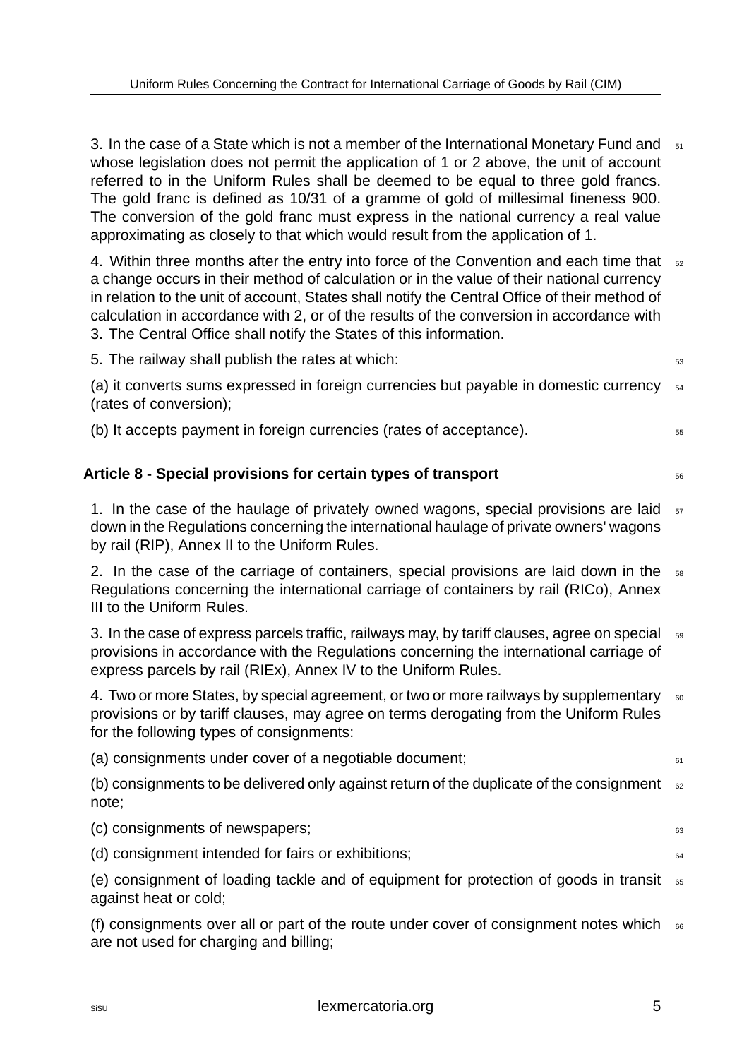3. In the case of a State which is not a member of the International Monetary Fund and whose legislation does not permit the application of 1 or 2 above, the unit of account referred to in the Uniform Rules shall be deemed to be equal to three gold francs. The gold franc is defined as 10/31 of a gramme of gold of millesimal fineness 900. The conversion of the gold franc must express in the national currency a real value approximating as closely to that which would result from the application of 1.

4. Within three months after the entry into force of the Convention and each time that a change occurs in their method of calculation or in the value of their national currency in relation to the unit of account, States shall notify the Central Office of their method of calculation in accordance with 2, or of the results of the conversion in accordance with 3. The Central Office shall notify the States of this information.

5. The railway shall publish the rates at which:

(a) it converts sums expressed in foreign currencies but payable in domestic currency (rates of conversion);

(b) It accepts payment in foreign currencies (rates of acceptance).

## Article 8 - Special provisions for certain types of transport

1. In the case of the haulage of privately owned wagons, special provisions are laid down in the Regulations concerning the international haulage of private owners' wagons by rail (RIP), Annex II to the Uniform Rules.

2. In the case of the carriage of containers, special provisions are laid down in the Regulations concerning the international carriage of containers by rail (RICo), Annex III to the Uniform Rules.

3. In the case of express parcels traffic, railways may, by tariff clauses, agree on special provisions in accordance with the Regulations concerning the international carriage of express parcels by rail (RIEx), Annex IV to the Uniform Rules.

4. Two or more States, by special agreement, or two or more railways by supplementary provisions or by tariff clauses, may agree on terms derogating from the Uniform Rules for the following types of consignments:

(a) consignments under cover of a negotiable document;

(b) consignments to be delivered only against return of the duplicate of the consignment note;

(c) consignments of newspapers;

(d) consignment intended for fairs or exhibitions;

(e) consignment of loading tackle and of equipment for protection of goods in transit against heat or cold;

(f) consignments over all or part of the route under cover of consignment notes which are not used for charging and billing;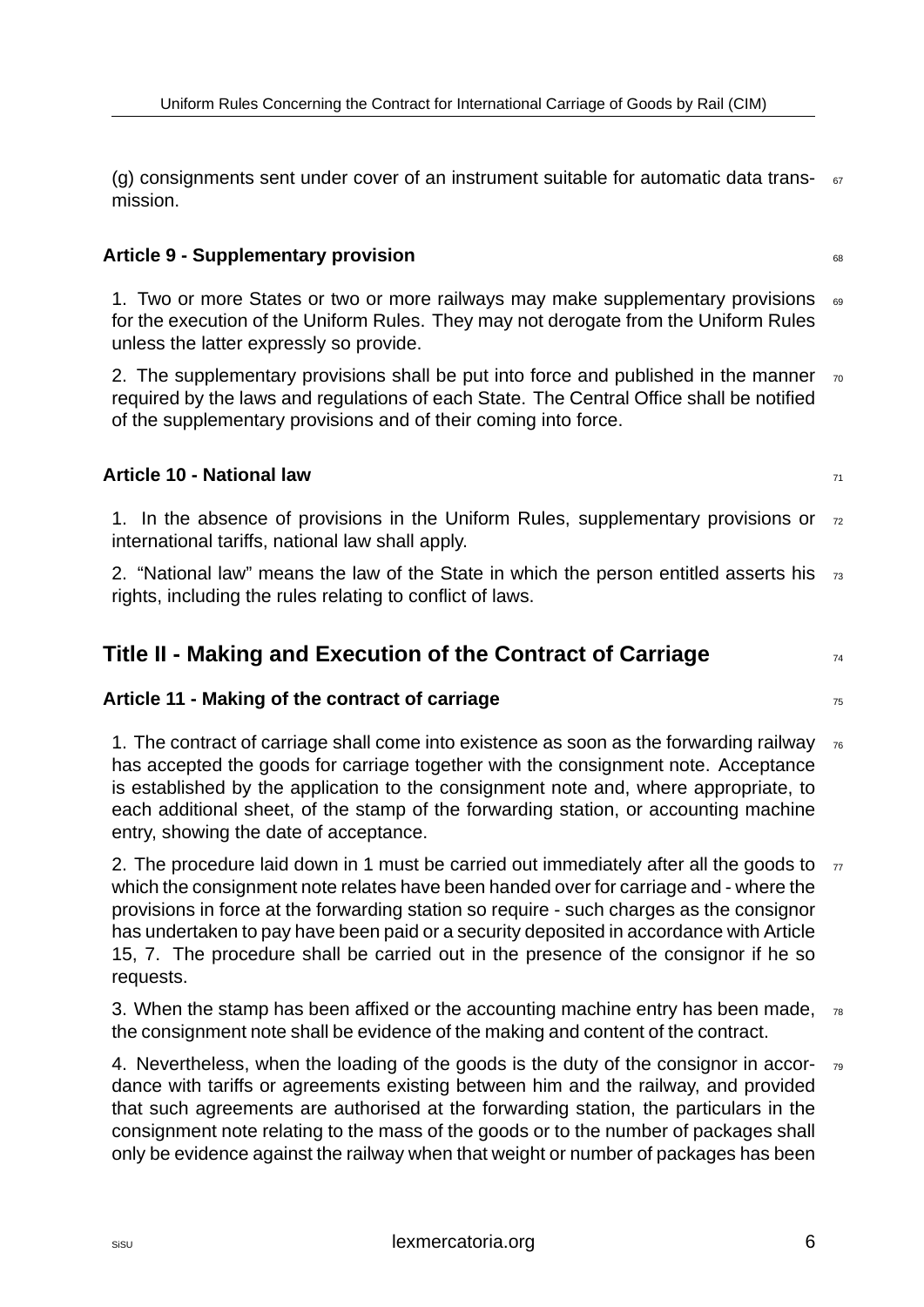(g) consignments sent under cover of an instrument suitable for automatic data transmission.

### Article 9 - Supplementary provision

1. Two or more States or two or more railways may make supplementary provisions for the execution of the Uniform Rules. They may not derogate from the Uniform Rules unless the latter expressly so provide.

2. The supplementary provisions shall be put into force and published in the manner required by the laws and regulations of each State. The Central Office shall be notified of the supplementary provisions and of their coming into force.

### Article 10 - National law

1. In the absence of provisions in the Uniform Rules, supplementary provisions or international tariffs, national law shall apply.

2. "National law" means the law of the State in which the person entitled asserts his rights, including the rules relating to conflict of laws.

## Title II - Making and Execution of the Contract of Carriage

### Article 11 - Making of the contract of carriage

1. The contract of carriage shall come into existence as soon as the forwarding railway has accepted the goods for carriage together with the consignment note. Acceptance is established by the application to the consignment note and, where appropriate, to each additional sheet, of the stamp of the forwarding station, or accounting machine entry, showing the date of acceptance.

2. The procedure laid down in 1 must be carried out immediately after all the goods to which the consignment note relates have been handed over for carriage and - where the provisions in force at the forwarding station so require - such charges as the consignor has undertaken to pay have been paid or a security deposited in accordance with Article 15, 7. The procedure shall be carried out in the presence of the consignor if he so requests.

3. When the stamp has been affixed or the accounting machine entry has been made, the consignment note shall be evidence of the making and content of the contract.

4. Nevertheless, when the loading of the goods is the duty of the consignor in accordance with tariffs or agreements existing between him and the railway, and provided that such agreements are authorised at the forwarding station, the particulars in the consignment note relating to the mass of the goods or to the number of packages shall only be evidence against the railway when that weight or number of packages has been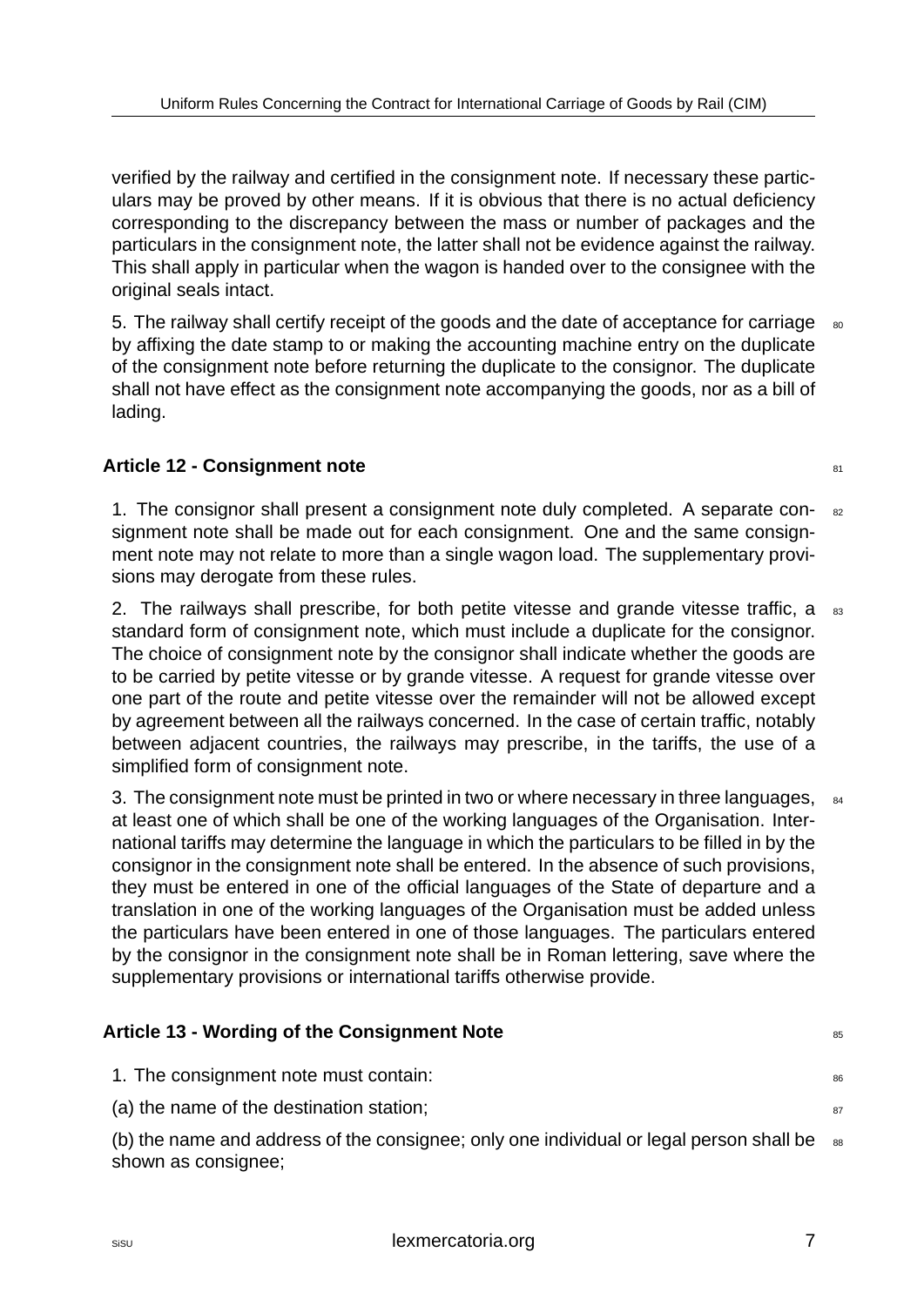verified by the railway and certified in the consignment note. If necessary these particulars may be proved by other means. If it is obvious that there is no actual deficiency corresponding to the discrepancy between the mass or number of packages and the particulars in the consignment note, the latter shall not be evidence against the railway. This shall apply in particular when the wagon is handed over to the consignee with the original seals intact.

5. The railway shall certify receipt of the goods and the date of acceptance for carriage by affixing the date stamp to or making the accounting machine entry on the duplicate of the consignment note before returning the duplicate to the consignor. The duplicate shall not have effect as the consignment note accompanying the goods, nor as a bill of lading.

### Article 12 - Consignment note

1. The consignor shall present a consignment note duly completed. A separate consignment note shall be made out for each consignment. One and the same consignment note may not relate to more than a single wagon load. The supplementary provisions may derogate from these rules.

2. The railways shall prescribe, for both petite vitesse and grande vitesse traffic, a standard form of consignment note, which must include a duplicate for the consignor. The choice of consignment note by the consignor shall indicate whether the goods are to be carried by petite vitesse or by grande vitesse. A request for grande vitesse over one part of the route and petite vitesse over the remainder will not be allowed except by agreement between all the railways concerned. In the case of certain traffic, notably between adjacent countries, the railways may prescribe, in the tariffs, the use of a simplified form of consignment note.

3. The consignment note must be printed in two or where necessary in three languages, at least one of which shall be one of the working languages of the Organisation. International tariffs may determine the language in which the particulars to be filled in by the consignor in the consignment note shall be entered. In the absence of such provisions, they must be entered in one of the official languages of the State of departure and a translation in one of the working languages of the Organisation must be added unless the particulars have been entered in one of those languages. The particulars entered by the consignor in the consignment note shall be in Roman lettering, save where the supplementary provisions or international tariffs otherwise provide.

### Article 13 - Wording of the Consignment Note

1. The consignment note must contain:

(a) the name of the destination station;

(b) the name and address of the consignee; only one individual or legal person shall be shown as consignee;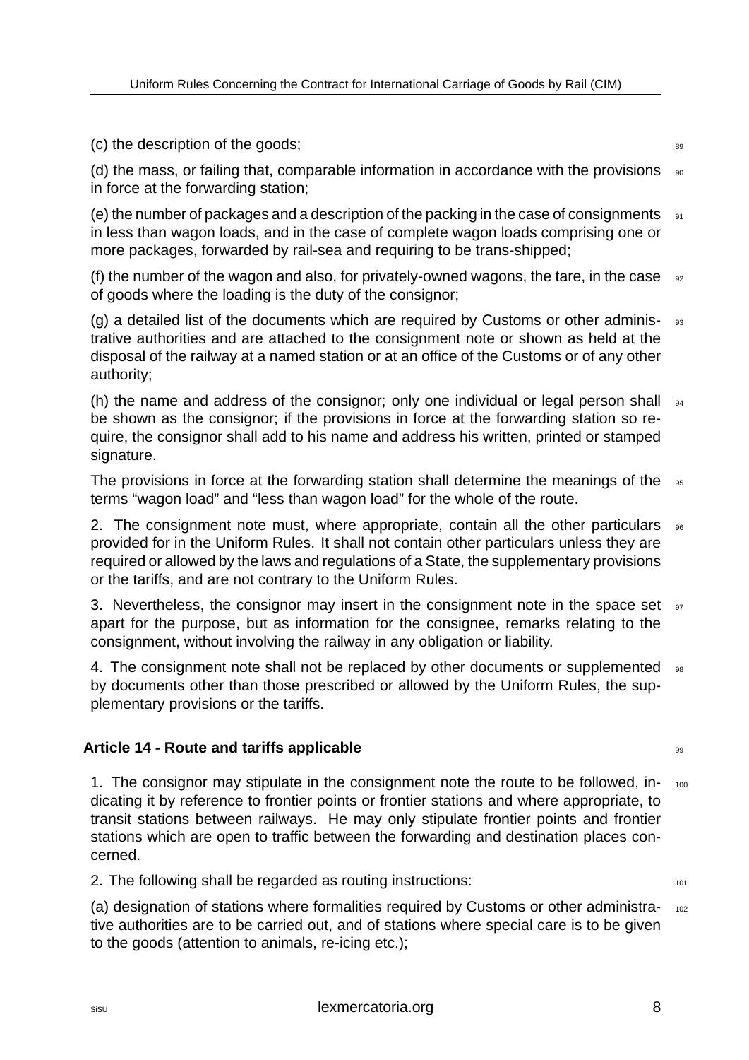(c) the description of the goods;

(d) the mass, or failing that, comparable information in accordance with the provisions in force at the forwarding station;

(e) the number of packages and a description of the packing in the case of consignments in less than wagon loads, and in the case of complete wagon loads comprising one or more packages, forwarded by rail-sea and requiring to be trans-shipped;

(f) the number of the wagon and also, for privately-owned wagons, the tare, in the case of goods where the loading is the duty of the consignor;

(g) a detailed list of the documents which are required by Customs or other administrative authorities and are attached to the consignment note or shown as held at the disposal of the railway at a named station or at an office of the Customs or of any other authority;

(h) the name and address of the consignor; only one individual or legal person shall be shown as the consignor; if the provisions in force at the forwarding station so require, the consignor shall add to his name and address his written, printed or stamped signature.

The provisions in force at the forwarding station shall determine the meanings of the terms "wagon load" and "less than wagon load" for the whole of the route.

2. The consignment note must, where appropriate, contain all the other particulars provided for in the Uniform Rules. It shall not contain other particulars unless they are required or allowed by the laws and regulations of a State, the supplementary provisions or the tariffs, and are not contrary to the Uniform Rules.

3. Nevertheless, the consignor may insert in the consignment note in the space set apart for the purpose, but as information for the consignee, remarks relating to the consignment, without involving the railway in any obligation or liability.

4. The consignment note shall not be replaced by other documents or supplemented by documents other than those prescribed or allowed by the Uniform Rules, the supplementary provisions or the tariffs.

### Article 14 - Route and tariffs applicable

1. The consignor may stipulate in the consignment note the route to be followed, indicating it by reference to frontier points or frontier stations and where appropriate, to transit stations between railways. He may only stipulate frontier points and frontier stations which are open to traffic between the forwarding and destination places concerned.

2. The following shall be regarded as routing instructions:

(a) designation of stations where formalities required by Customs or other administrative authorities are to be carried out, and of stations where special care is to be given to the goods (attention to animals, re-icing etc.);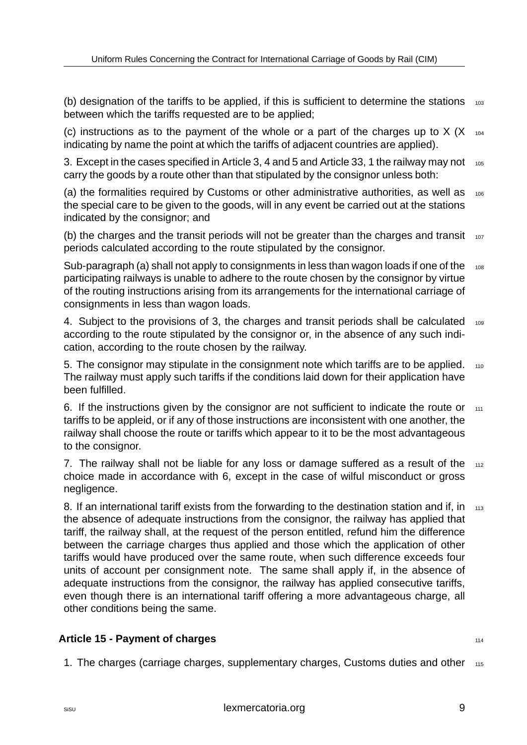(b) designation of the tariffs to be applied, if this is sufficient to determine the stations between which the tariffs requested are to be applied;

(c) instructions as to the payment of the whole or a part of the charges up to X (X indicating by name the point at which the tariffs of adjacent countries are applied).

3. Except in the cases specified in Article 3, 4 and 5 and Article 33, 1 the railway may not carry the goods by a route other than that stipulated by the consignor unless both:

(a) the formalities required by Customs or other administrative authorities, as well as the special care to be given to the goods, will in any event be carried out at the stations indicated by the consignor; and

(b) the charges and the transit periods will not be greater than the charges and transit periods calculated according to the route stipulated by the consignor.

Sub-paragraph (a) shall not apply to consignments in less than wagon loads if one of the participating railways is unable to adhere to the route chosen by the consignor by virtue of the routing instructions arising from its arrangements for the international carriage of consignments in less than wagon loads.

4. Subject to the provisions of 3, the charges and transit periods shall be calculated according to the route stipulated by the consignor or, in the absence of any such indication, according to the route chosen by the railway.

5. The consignor may stipulate in the consignment note which tariffs are to be applied. The railway must apply such tariffs if the conditions laid down for their application have been fulfilled.

6. If the instructions given by the consignor are not sufficient to indicate the route or tariffs to be appleid, or if any of those instructions are inconsistent with one another, the railway shall choose the route or tariffs which appear to it to be the most advantageous to the consignor.

7. The railway shall not be liable for any loss or damage suffered as a result of the choice made in accordance with 6, except in the case of wilful misconduct or gross negligence.

8. If an international tariff exists from the forwarding to the destination station and if, in the absence of adequate instructions from the consignor, the railway has applied that tariff, the railway shall, at the request of the person entitled, refund him the difference between the carriage charges thus applied and those which the application of other tariffs would have produced over the same route, when such difference exceeds four units of account per consignment note. The same shall apply if, in the absence of adequate instructions from the consignor, the railway has applied consecutive tariffs, even though there is an international tariff offering a more advantageous charge, all other conditions being the same.

### Article 15 - Payment of charges

1. The charges (carriage charges, supplementary charges, Customs duties and other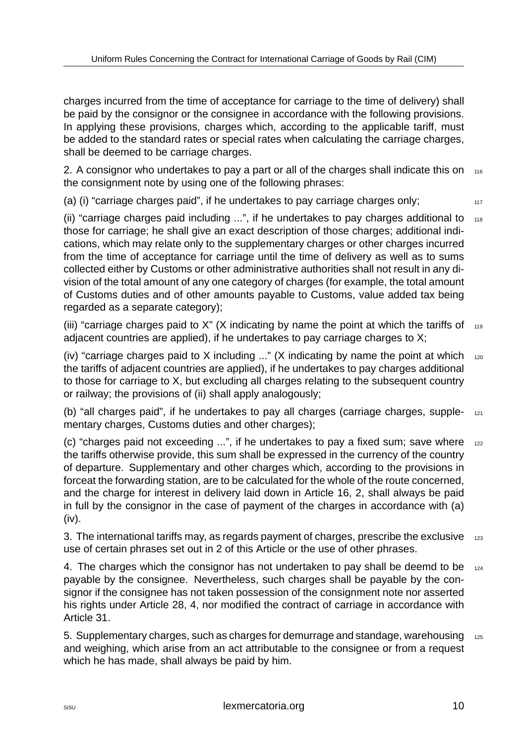charges incurred from the time of acceptance for carriage to the time of delivery) shall be paid by the consignor or the consignee in accordance with the following provisions. In applying these provisions, charges which, according to the applicable tariff, must be added to the standard rates or special rates when calculating the carriage charges, shall be deemed to be carriage charges.

2. A consignor who undertakes to pay a part or all of the charges shall indicate this on the consignment note by using one of the following phrases:

(a) (i) "carriage charges paid", if he undertakes to pay carriage charges only;

(ii) "carriage charges paid including ...", if he undertakes to pay charges additional to those for carriage; he shall give an exact description of those charges; additional indications, which may relate only to the supplementary charges or other charges incurred from the time of acceptance for carriage until the time of delivery as well as to sums collected either by Customs or other administrative authorities shall not result in any division of the total amount of any one category of charges (for example, the total amount of Customs duties and of other amounts payable to Customs, value added tax being regarded as a separate category);

(iii) "carriage charges paid to X" (X indicating by name the point at which the tariffs of adjacent countries are applied), if he undertakes to pay carriage charges to X;

(iv) "carriage charges paid to X including ..." (X indicating by name the point at which the tariffs of adjacent countries are applied), if he undertakes to pay charges additional to those for carriage to X, but excluding all charges relating to the subsequent country or railway; the provisions of (ii) shall apply analogously;

(b) "all charges paid", if he undertakes to pay all charges (carriage charges, supplementary charges, Customs duties and other charges);

(c) "charges paid not exceeding ...", if he undertakes to pay a fixed sum; save where the tariffs otherwise provide, this sum shall be expressed in the currency of the country of departure. Supplementary and other charges which, according to the provisions in forceat the forwarding station, are to be calculated for the whole of the route concerned, and the charge for interest in delivery laid down in Article 16, 2, shall always be paid in full by the consignor in the case of payment of the charges in accordance with (a) (iv).

3. The international tariffs may, as regards payment of charges, prescribe the exclusive use of certain phrases set out in 2 of this Article or the use of other phrases.

4. The charges which the consignor has not undertaken to pay shall be deemd to be payable by the consignee. Nevertheless, such charges shall be payable by the consignor if the consignee has not taken possession of the consignment note nor asserted his rights under Article 28, 4, nor modified the contract of carriage in accordance with Article 31.

5. Supplementary charges, such as charges for demurrage and standage, warehousing and weighing, which arise from an act attributable to the consignee or from a request which he has made, shall always be paid by him.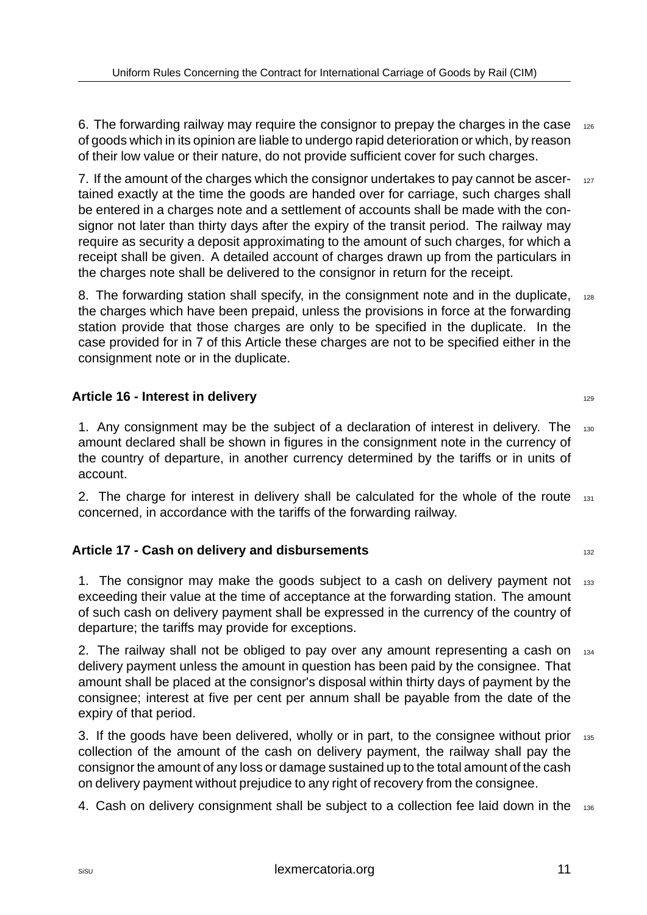6. The forwarding railway may require the consignor to prepay the charges in the case of goods which in its opinion are liable to undergo rapid deterioration or which, by reason of their low value or their nature, do not provide sufficient cover for such charges.

7. If the amount of the charges which the consignor undertakes to pay cannot be ascertained exactly at the time the goods are handed over for carriage, such charges shall be entered in a charges note and a settlement of accounts shall be made with the consignor not later than thirty days after the expiry of the transit period. The railway may require as security a deposit approximating to the amount of such charges, for which a receipt shall be given. A detailed account of charges drawn up from the particulars in the charges note shall be delivered to the consignor in return for the receipt.

8. The forwarding station shall specify, in the consignment note and in the duplicate, the charges which have been prepaid, unless the provisions in force at the forwarding station provide that those charges are only to be specified in the duplicate. In the case provided for in 7 of this Article these charges are not to be specified either in the consignment note or in the duplicate.

### Article 16 - Interest in delivery

1. Any consignment may be the subject of a declaration of interest in delivery. The amount declared shall be shown in figures in the consignment note in the currency of the country of departure, in another currency determined by the tariffs or in units of account.

2. The charge for interest in delivery shall be calculated for the whole of the route concerned, in accordance with the tariffs of the forwarding railway.

### Article 17 - Cash on delivery and disbursements

1. The consignor may make the goods subject to a cash on delivery payment not exceeding their value at the time of acceptance at the forwarding station. The amount of such cash on delivery payment shall be expressed in the currency of the country of departure; the tariffs may provide for exceptions.

2. The railway shall not be obliged to pay over any amount representing a cash on delivery payment unless the amount in question has been paid by the consignee. That amount shall be placed at the consignor's disposal within thirty days of payment by the consignee; interest at five per cent per annum shall be payable from the date of the expiry of that period.

3. If the goods have been delivered, wholly or in part, to the consignee without prior collection of the amount of the cash on delivery payment, the railway shall pay the consignor the amount of any loss or damage sustained up to the total amount of the cash on delivery payment without prejudice to any right of recovery from the consignee.

4. Cash on delivery consignment shall be subject to a collection fee laid down in the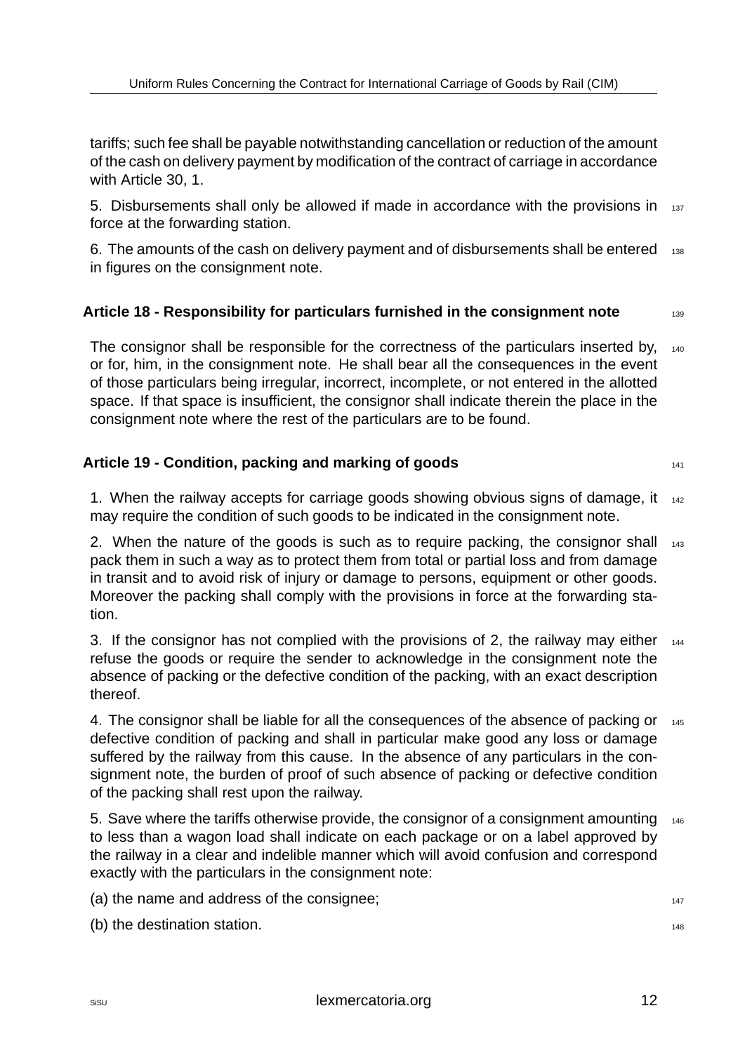tariffs; such fee shall be payable notwithstanding cancellation or reduction of the amount of the cash on delivery payment by modification of the contract of carriage in accordance with Article 30, 1.

5. Disbursements shall only be allowed if made in accordance with the provisions in force at the forwarding station.

6. The amounts of the cash on delivery payment and of disbursements shall be entered in figures on the consignment note.

### Article 18 - Responsibility for particulars furnished in the consignment note

The consignor shall be responsible for the correctness of the particulars inserted by, or for, him, in the consignment note. He shall bear all the consequences in the event of those particulars being irregular, incorrect, incomplete, or not entered in the allotted space. If that space is insufficient, the consignor shall indicate therein the place in the consignment note where the rest of the particulars are to be found.

### Article 19 - Condition, packing and marking of goods

1. When the railway accepts for carriage goods showing obvious signs of damage, it may require the condition of such goods to be indicated in the consignment note.

2. When the nature of the goods is such as to require packing, the consignor shall pack them in such a way as to protect them from total or partial loss and from damage in transit and to avoid risk of injury or damage to persons, equipment or other goods. Moreover the packing shall comply with the provisions in force at the forwarding station.

3. If the consignor has not complied with the provisions of 2, the railway may either refuse the goods or require the sender to acknowledge in the consignment note the absence of packing or the defective condition of the packing, with an exact description thereof.

4. The consignor shall be liable for all the consequences of the absence of packing or defective condition of packing and shall in particular make good any loss or damage suffered by the railway from this cause. In the absence of any particulars in the consignment note, the burden of proof of such absence of packing or defective condition of the packing shall rest upon the railway.

5. Save where the tariffs otherwise provide, the consignor of a consignment amounting to less than a wagon load shall indicate on each package or on a label approved by the railway in a clear and indelible manner which will avoid confusion and correspond exactly with the particulars in the consignment note:

(a) the name and address of the consignee;

(b) the destination station.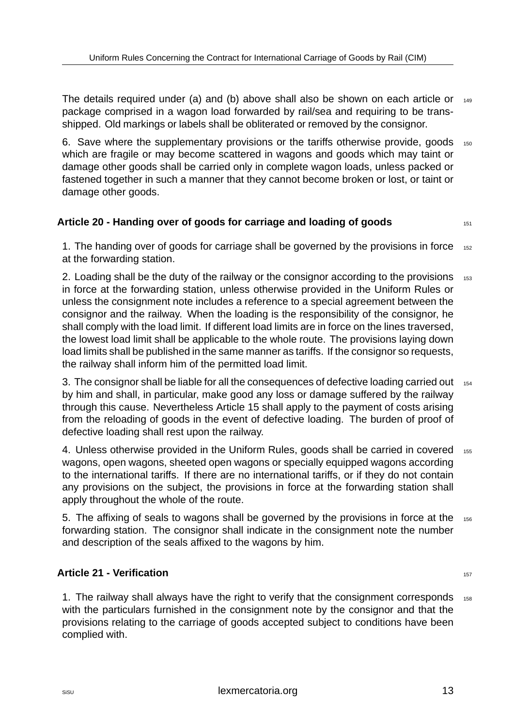The details required under (a) and (b) above shall also be shown on each article or package comprised in a wagon load forwarded by rail/sea and requiring to be transshipped. Old markings or labels shall be obliterated or removed by the consignor.

6. Save where the supplementary provisions or the tariffs otherwise provide, goods which are fragile or may become scattered in wagons and goods which may taint or damage other goods shall be carried only in complete wagon loads, unless packed or fastened together in such a manner that they cannot become broken or lost, or taint or damage other goods.

### Article 20 - Handing over of goods for carriage and loading of goods

1. The handing over of goods for carriage shall be governed by the provisions in force at the forwarding station.

2. Loading shall be the duty of the railway or the consignor according to the provisions in force at the forwarding station, unless otherwise provided in the Uniform Rules or unless the consignment note includes a reference to a special agreement between the consignor and the railway. When the loading is the responsibility of the consignor, he shall comply with the load limit. If different load limits are in force on the lines traversed, the lowest load limit shall be applicable to the whole route. The provisions laying down load limits shall be published in the same manner as tariffs. If the consignor so requests, the railway shall inform him of the permitted load limit.

3. The consignor shall be liable for all the consequences of defective loading carried out by him and shall, in particular, make good any loss or damage suffered by the railway through this cause. Nevertheless Article 15 shall apply to the payment of costs arising from the reloading of goods in the event of defective loading. The burden of proof of defective loading shall rest upon the railway.

4. Unless otherwise provided in the Uniform Rules, goods shall be carried in covered wagons, open wagons, sheeted open wagons or specially equipped wagons according to the international tariffs. If there are no international tariffs, or if they do not contain any provisions on the subject, the provisions in force at the forwarding station shall apply throughout the whole of the route.

5. The affixing of seals to wagons shall be governed by the provisions in force at the forwarding station. The consignor shall indicate in the consignment note the number and description of the seals affixed to the wagons by him.

### Article 21 - Verification

1. The railway shall always have the right to verify that the consignment corresponds with the particulars furnished in the consignment note by the consignor and that the provisions relating to the carriage of goods accepted subject to conditions have been complied with.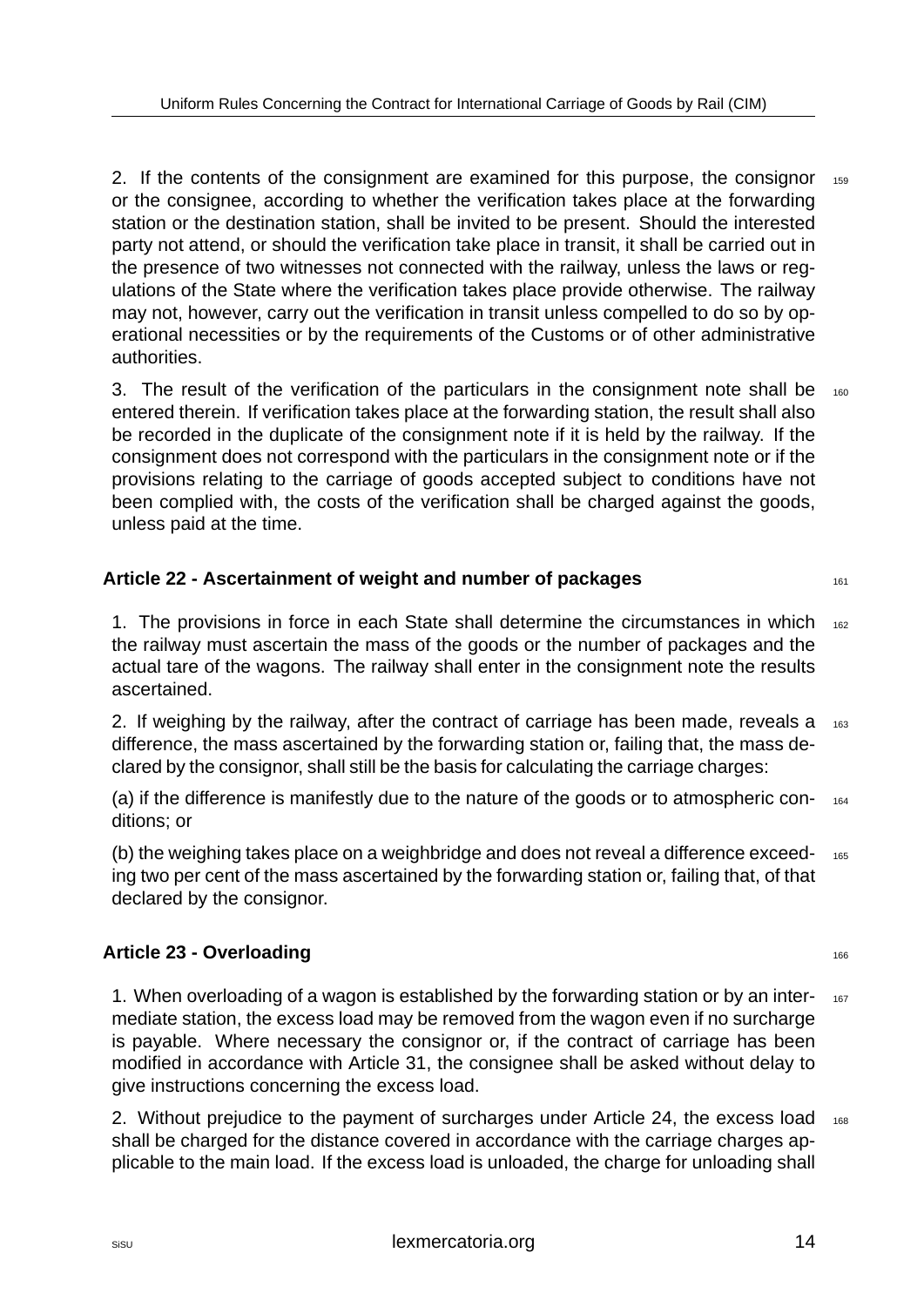2. If the contents of the consignment are examined for this purpose, the consignor or the consignee, according to whether the verification takes place at the forwarding station or the destination station, shall be invited to be present. Should the interested party not attend, or should the verification take place in transit, it shall be carried out in the presence of two witnesses not connected with the railway, unless the laws or regulations of the State where the verification takes place provide otherwise. The railway may not, however, carry out the verification in transit unless compelled to do so by operational necessities or by the requirements of the Customs or of other administrative authorities.

3. The result of the verification of the particulars in the consignment note shall be entered therein. If verification takes place at the forwarding station, the result shall also be recorded in the duplicate of the consignment note if it is held by the railway. If the consignment does not correspond with the particulars in the consignment note or if the provisions relating to the carriage of goods accepted subject to conditions have not been complied with, the costs of the verification shall be charged against the goods, unless paid at the time.

## Article 22 - Ascertainment of weight and number of packages

1. The provisions in force in each State shall determine the circumstances in which the railway must ascertain the mass of the goods or the number of packages and the actual tare of the wagons. The railway shall enter in the consignment note the results ascertained.

2. If weighing by the railway, after the contract of carriage has been made, reveals a difference, the mass ascertained by the forwarding station or, failing that, the mass declared by the consignor, shall still be the basis for calculating the carriage charges:

(a) if the difference is manifestly due to the nature of the goods or to atmospheric conditions; or

(b) the weighing takes place on a weighbridge and does not reveal a difference exceeding two per cent of the mass ascertained by the forwarding station or, failing that, of that declared by the consignor.

## Article 23 - Overloading

1. When overloading of a wagon is established by the forwarding station or by an intermediate station, the excess load may be removed from the wagon even if no surcharge is payable. Where necessary the consignor or, if the contract of carriage has been modified in accordance with Article 31, the consignee shall be asked without delay to give instructions concerning the excess load.

2. Without prejudice to the payment of surcharges under Article 24, the excess load shall be charged for the distance covered in accordance with the carriage charges applicable to the main load. If the excess load is unloaded, the charge for unloading shall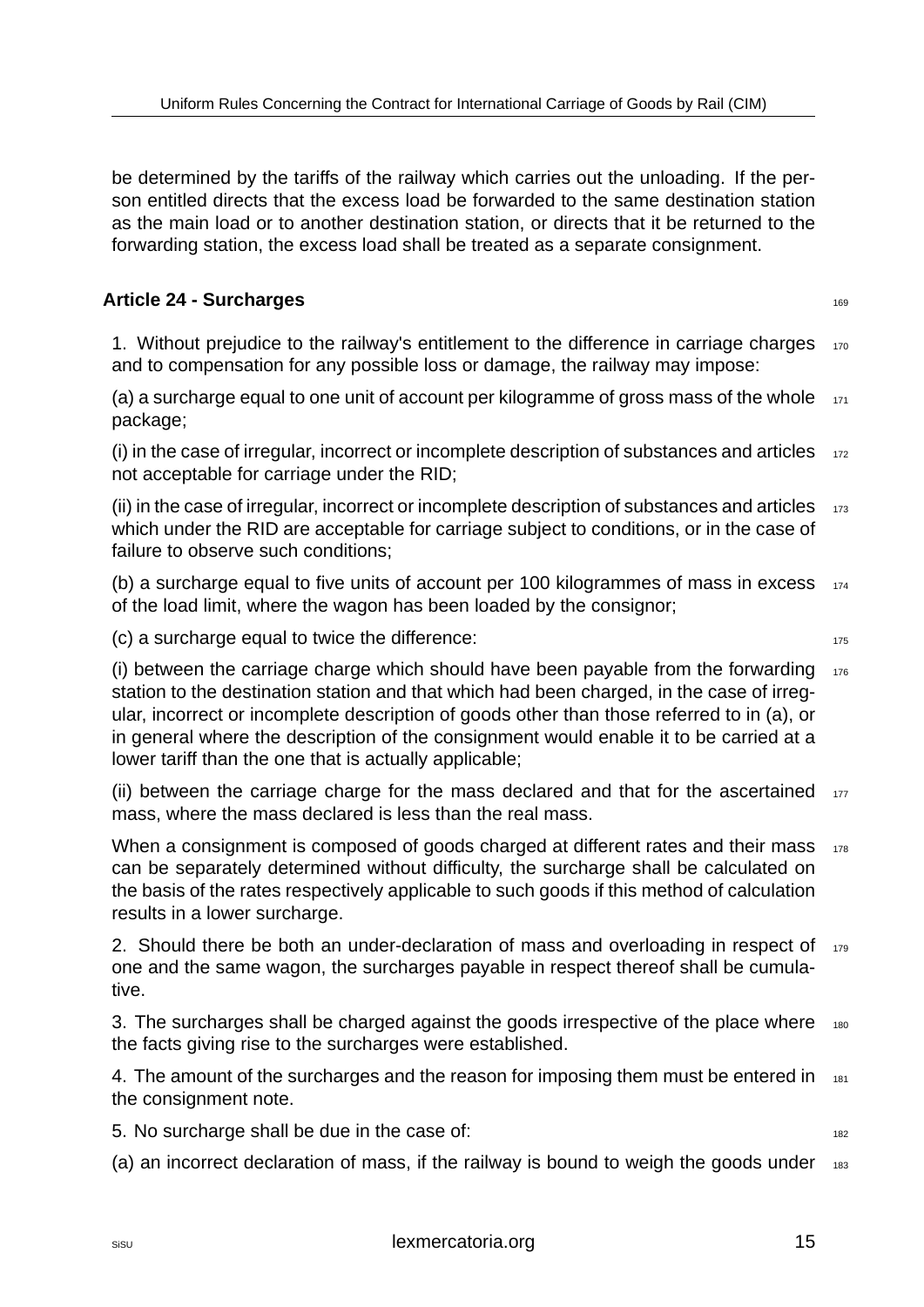be determined by the tariffs of the railway which carries out the unloading. If the person entitled directs that the excess load be forwarded to the same destination station as the main load or to another destination station, or directs that it be returned to the forwarding station, the excess load shall be treated as a separate consignment.

### Article 24 - Surcharges

1. Without prejudice to the railway's entitlement to the difference in carriage charges and to compensation for any possible loss or damage, the railway may impose:

(a) a surcharge equal to one unit of account per kilogramme of gross mass of the whole package;

(i) in the case of irregular, incorrect or incomplete description of substances and articles not acceptable for carriage under the RID;

(ii) in the case of irregular, incorrect or incomplete description of substances and articles which under the RID are acceptable for carriage subject to conditions, or in the case of failure to observe such conditions;

(b) a surcharge equal to five units of account per 100 kilogrammes of mass in excess of the load limit, where the wagon has been loaded by the consignor;

(c) a surcharge equal to twice the difference:

(i) between the carriage charge which should have been payable from the forwarding station to the destination station and that which had been charged, in the case of irregular, incorrect or incomplete description of goods other than those referred to in (a), or in general where the description of the consignment would enable it to be carried at a lower tariff than the one that is actually applicable;

(ii) between the carriage charge for the mass declared and that for the ascertained mass, where the mass declared is less than the real mass.

When a consignment is composed of goods charged at different rates and their mass can be separately determined without difficulty, the surcharge shall be calculated on the basis of the rates respectively applicable to such goods if this method of calculation results in a lower surcharge.

2. Should there be both an under-declaration of mass and overloading in respect of one and the same wagon, the surcharges payable in respect thereof shall be cumulative.

3. The surcharges shall be charged against the goods irrespective of the place where the facts giving rise to the surcharges were established.

4. The amount of the surcharges and the reason for imposing them must be entered in the consignment note.

5. No surcharge shall be due in the case of:

(a) an incorrect declaration of mass, if the railway is bound to weigh the goods under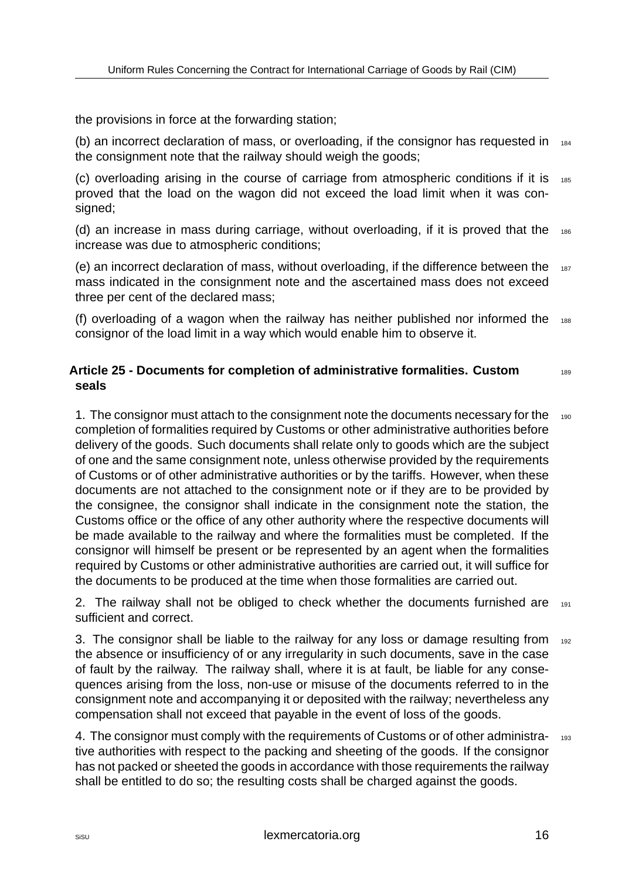the provisions in force at the forwarding station;

(b) an incorrect declaration of mass, or overloading, if the consignor has requested in the consignment note that the railway should weigh the goods;

(c) overloading arising in the course of carriage from atmospheric conditions if it is proved that the load on the wagon did not exceed the load limit when it was consigned;

(d) an increase in mass during carriage, without overloading, if it is proved that the increase was due to atmospheric conditions;

(e) an incorrect declaration of mass, without overloading, if the difference between the mass indicated in the consignment note and the ascertained mass does not exceed three per cent of the declared mass;

(f) overloading of a wagon when the railway has neither published nor informed the consignor of the load limit in a way which would enable him to observe it.

### Article 25 - Documents for completion of administrative formalities. Custom seals

1. The consignor must attach to the consignment note the documents necessary for the completion of formalities required by Customs or other administrative authorities before delivery of the goods. Such documents shall relate only to goods which are the subject of one and the same consignment note, unless otherwise provided by the requirements of Customs or of other administrative authorities or by the tariffs. However, when these documents are not attached to the consignment note or if they are to be provided by the consignee, the consignor shall indicate in the consignment note the station, the Customs office or the office of any other authority where the respective documents will be made available to the railway and where the formalities must be completed. If the consignor will himself be present or be represented by an agent when the formalities required by Customs or other administrative authorities are carried out, it will suffice for the documents to be produced at the time when those formalities are carried out.

2. The railway shall not be obliged to check whether the documents furnished are sufficient and correct.

3. The consignor shall be liable to the railway for any loss or damage resulting from the absence or insufficiency of or any irregularity in such documents, save in the case of fault by the railway. The railway shall, where it is at fault, be liable for any consequences arising from the loss, non-use or misuse of the documents referred to in the consignment note and accompanying it or deposited with the railway; nevertheless any compensation shall not exceed that payable in the event of loss of the goods.

4. The consignor must comply with the requirements of Customs or of other administrative authorities with respect to the packing and sheeting of the goods. If the consignor has not packed or sheeted the goods in accordance with those requirements the railway shall be entitled to do so; the resulting costs shall be charged against the goods.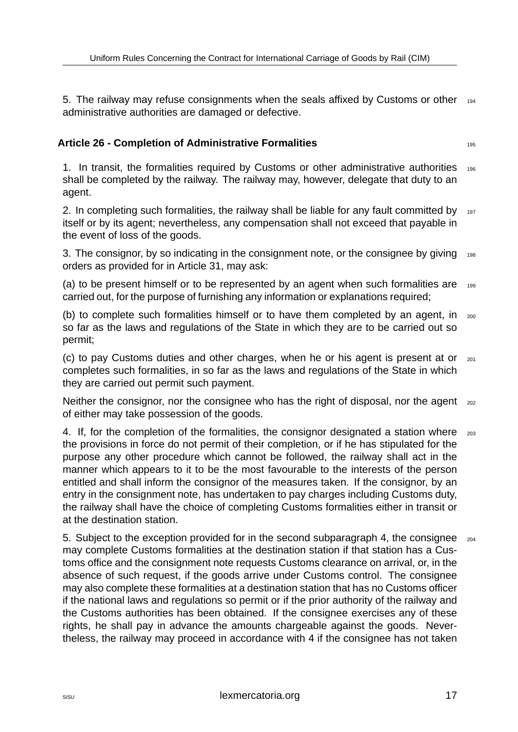5. The railway may refuse consignments when the seals affixed by Customs or other administrative authorities are damaged or defective.

### Article 26 - Completion of Administrative Formalities

1. In transit, the formalities required by Customs or other administrative authorities shall be completed by the railway. The railway may, however, delegate that duty to an agent.

2. In completing such formalities, the railway shall be liable for any fault committed by itself or by its agent; nevertheless, any compensation shall not exceed that payable in the event of loss of the goods.

3. The consignor, by so indicating in the consignment note, or the consignee by giving orders as provided for in Article 31, may ask:

(a) to be present himself or to be represented by an agent when such formalities are carried out, for the purpose of furnishing any information or explanations required;

(b) to complete such formalities himself or to have them completed by an agent, in so far as the laws and regulations of the State in which they are to be carried out so permit;

(c) to pay Customs duties and other charges, when he or his agent is present at or completes such formalities, in so far as the laws and regulations of the State in which they are carried out permit such payment.

Neither the consignor, nor the consignee who has the right of disposal, nor the agent of either may take possession of the goods.

4. If, for the completion of the formalities, the consignor designated a station where the provisions in force do not permit of their completion, or if he has stipulated for the purpose any other procedure which cannot be followed, the railway shall act in the manner which appears to it to be the most favourable to the interests of the person entitled and shall inform the consignor of the measures taken. If the consignor, by an entry in the consignment note, has undertaken to pay charges including Customs duty, the railway shall have the choice of completing Customs formalities either in transit or at the destination station.

5. Subject to the exception provided for in the second subparagraph 4, the consignee may complete Customs formalities at the destination station if that station has a Customs office and the consignment note requests Customs clearance on arrival, or, in the absence of such request, if the goods arrive under Customs control. The consignee may also complete these formalities at a destination station that has no Customs officer if the national laws and regulations so permit or if the prior authority of the railway and the Customs authorities has been obtained. If the consignee exercises any of these rights, he shall pay in advance the amounts chargeable against the goods. Nevertheless, the railway may proceed in accordance with 4 if the consignee has not taken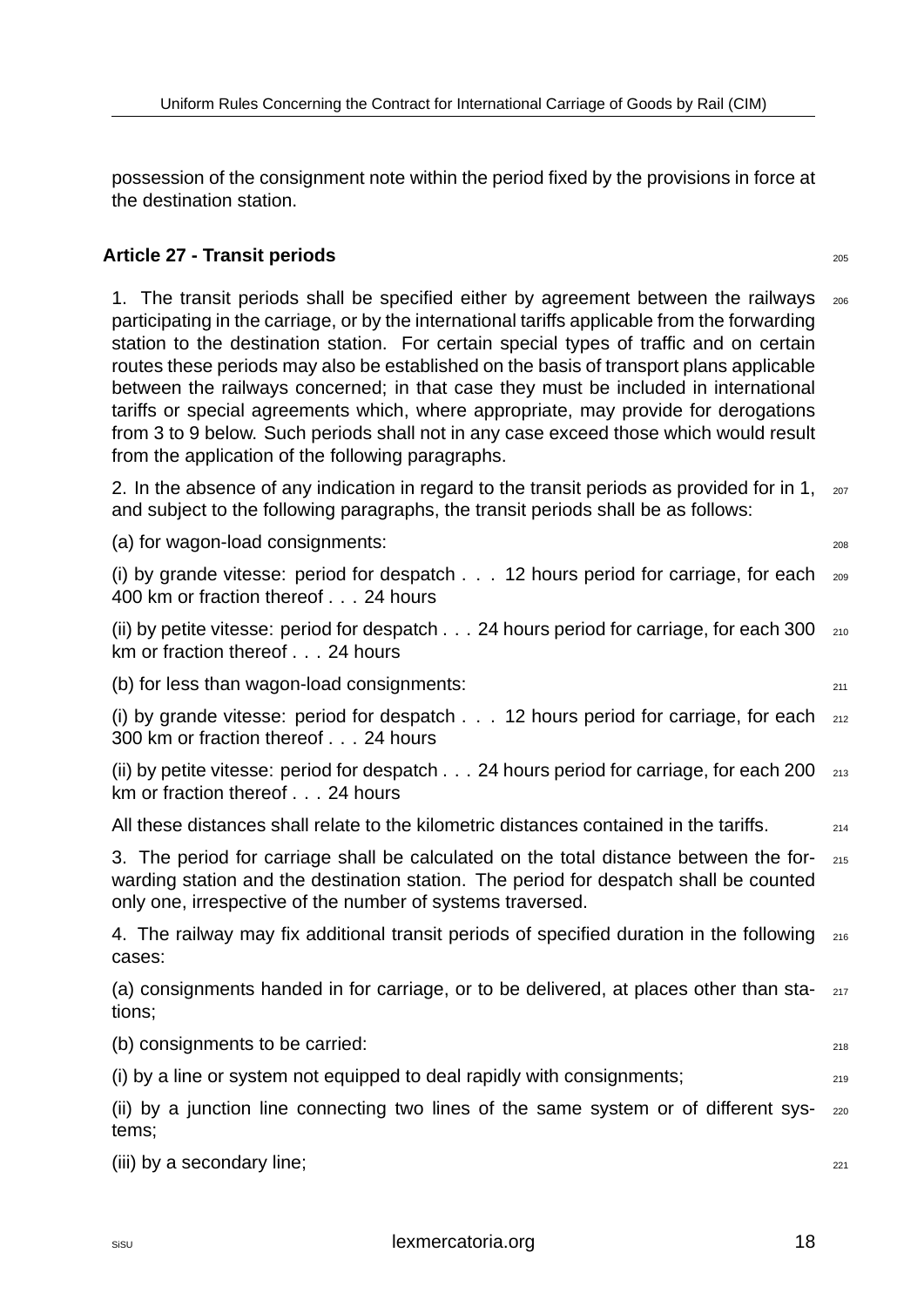possession of the consignment note within the period fixed by the provisions in force at the destination station.

## Article 27 - Transit periods

1. The transit periods shall be specified either by agreement between the railways participating in the carriage, or by the international tariffs applicable from the forwarding station to the destination station. For certain special types of traffic and on certain routes these periods may also be established on the basis of transport plans applicable between the railways concerned; in that case they must be included in international tariffs or special agreements which, where appropriate, may provide for derogations from 3 to 9 below. Such periods shall not in any case exceed those which would result from the application of the following paragraphs.

2. In the absence of any indication in regard to the transit periods as provided for in 1, and subject to the following paragraphs, the transit periods shall be as follows:

(a) for wagon-load consignments:

(i) by grande vitesse: period for despatch . . . 12 hours period for carriage, for each 400 km or fraction thereof . . . 24 hours

(ii) by petite vitesse: period for despatch . . . 24 hours period for carriage, for each 300 km or fraction thereof . . . 24 hours

(b) for less than wagon-load consignments:

(i) by grande vitesse: period for despatch . . . 12 hours period for carriage, for each 300 km or fraction thereof . . . 24 hours

(ii) by petite vitesse: period for despatch . . . 24 hours period for carriage, for each 200 km or fraction thereof . . . 24 hours

All these distances shall relate to the kilometric distances contained in the tariffs.

3. The period for carriage shall be calculated on the total distance between the forwarding station and the destination station. The period for despatch shall be counted only one, irrespective of the number of systems traversed.

4. The railway may fix additional transit periods of specified duration in the following cases:

(a) consignments handed in for carriage, or to be delivered, at places other than stations;

(b) consignments to be carried:

(i) by a line or system not equipped to deal rapidly with consignments;

(ii) by a junction line connecting two lines of the same system or of different systems;

(iii) by a secondary line;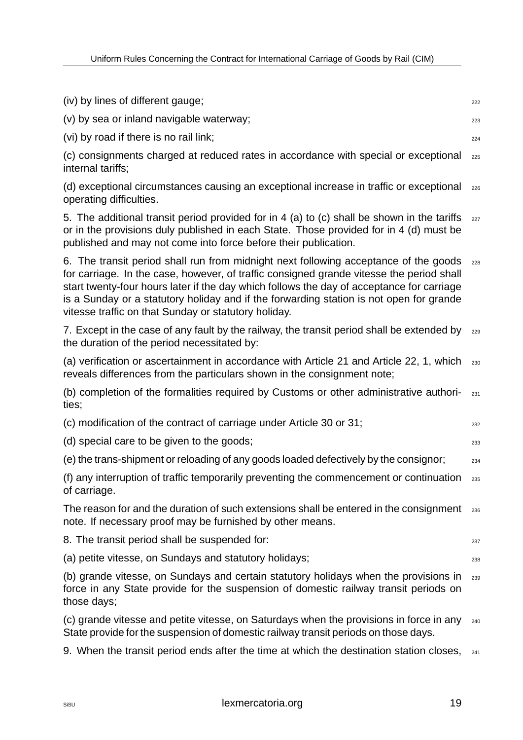(iv) by lines of different gauge;

(v) by sea or inland navigable waterway;

(vi) by road if there is no rail link;

(c) consignments charged at reduced rates in accordance with special or exceptional internal tariffs;

(d) exceptional circumstances causing an exceptional increase in traffic or exceptional operating difficulties.

5. The additional transit period provided for in 4 (a) to (c) shall be shown in the tariffs or in the provisions duly published in each State. Those provided for in 4 (d) must be published and may not come into force before their publication.

6. The transit period shall run from midnight next following acceptance of the goods for carriage. In the case, however, of traffic consigned grande vitesse the period shall start twenty-four hours later if the day which follows the day of acceptance for carriage is a Sunday or a statutory holiday and if the forwarding station is not open for grande vitesse traffic on that Sunday or statutory holiday.

7. Except in the case of any fault by the railway, the transit period shall be extended by the duration of the period necessitated by:

(a) verification or ascertainment in accordance with Article 21 and Article 22, 1, which reveals differences from the particulars shown in the consignment note;

(b) completion of the formalities required by Customs or other administrative authorities;

(c) modification of the contract of carriage under Article 30 or 31;

(d) special care to be given to the goods;

(e) the trans-shipment or reloading of any goods loaded defectively by the consignor;

(f) any interruption of traffic temporarily preventing the commencement or continuation of carriage.

The reason for and the duration of such extensions shall be entered in the consignment note. If necessary proof may be furnished by other means.

8. The transit period shall be suspended for:

(a) petite vitesse, on Sundays and statutory holidays;

(b) grande vitesse, on Sundays and certain statutory holidays when the provisions in force in any State provide for the suspension of domestic railway transit periods on those days;

(c) grande vitesse and petite vitesse, on Saturdays when the provisions in force in any State provide for the suspension of domestic railway transit periods on those days.

9. When the transit period ends after the time at which the destination station closes,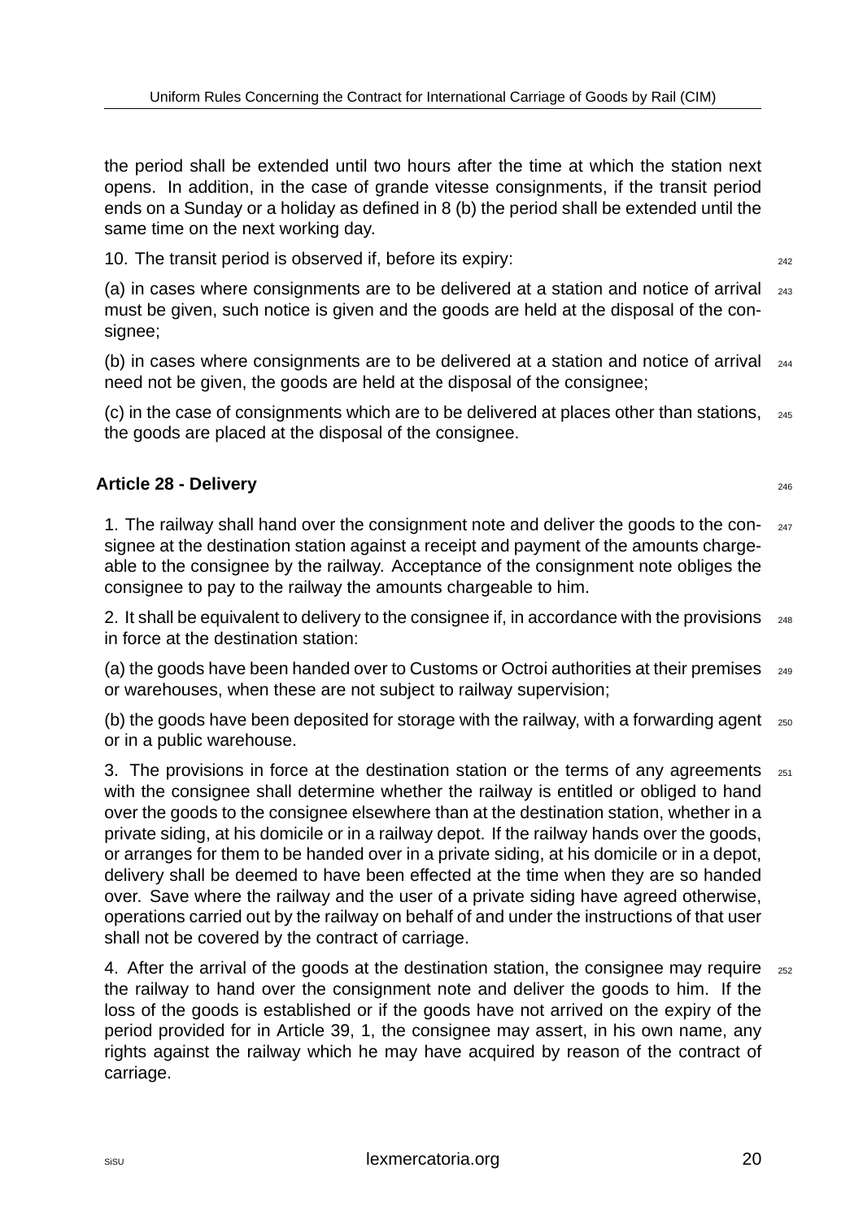the period shall be extended until two hours after the time at which the station next opens. In addition, in the case of grande vitesse consignments, if the transit period ends on a Sunday or a holiday as defined in 8 (b) the period shall be extended until the same time on the next working day.

10. The transit period is observed if, before its expiry:

(a) in cases where consignments are to be delivered at a station and notice of arrival must be given, such notice is given and the goods are held at the disposal of the consignee;

(b) in cases where consignments are to be delivered at a station and notice of arrival need not be given, the goods are held at the disposal of the consignee;

(c) in the case of consignments which are to be delivered at places other than stations, the goods are placed at the disposal of the consignee.

### Article 28 - Delivery

1. The railway shall hand over the consignment note and deliver the goods to the consignee at the destination station against a receipt and payment of the amounts chargeable to the consignee by the railway. Acceptance of the consignment note obliges the consignee to pay to the railway the amounts chargeable to him.

2. It shall be equivalent to delivery to the consignee if, in accordance with the provisions in force at the destination station:

(a) the goods have been handed over to Customs or Octroi authorities at their premises or warehouses, when these are not subject to railway supervision;

(b) the goods have been deposited for storage with the railway, with a forwarding agent or in a public warehouse.

3. The provisions in force at the destination station or the terms of any agreements with the consignee shall determine whether the railway is entitled or obliged to hand over the goods to the consignee elsewhere than at the destination station, whether in a private siding, at his domicile or in a railway depot. If the railway hands over the goods, or arranges for them to be handed over in a private siding, at his domicile or in a depot, delivery shall be deemed to have been effected at the time when they are so handed over. Save where the railway and the user of a private siding have agreed otherwise, operations carried out by the railway on behalf of and under the instructions of that user shall not be covered by the contract of carriage.

4. After the arrival of the goods at the destination station, the consignee may require the railway to hand over the consignment note and deliver the goods to him. If the loss of the goods is established or if the goods have not arrived on the expiry of the period provided for in Article 39, 1, the consignee may assert, in his own name, any rights against the railway which he may have acquired by reason of the contract of carriage.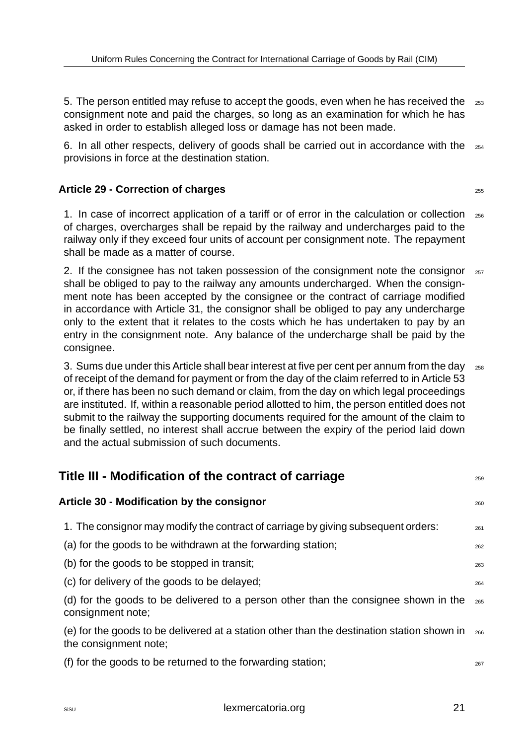5. The person entitled may refuse to accept the goods, even when he has received the consignment note and paid the charges, so long as an examination for which he has asked in order to establish alleged loss or damage has not been made.

6. In all other respects, delivery of goods shall be carried out in accordance with the provisions in force at the destination station.

### Article 29 - Correction of charges

1. In case of incorrect application of a tariff or of error in the calculation or collection of charges, overcharges shall be repaid by the railway and undercharges paid to the railway only if they exceed four units of account per consignment note. The repayment shall be made as a matter of course.

2. If the consignee has not taken possession of the consignment note the consignor shall be obliged to pay to the railway any amounts undercharged. When the consignment note has been accepted by the consignee or the contract of carriage modified in accordance with Article 31, the consignor shall be obliged to pay any undercharge only to the extent that it relates to the costs which he has undertaken to pay by an entry in the consignment note. Any balance of the undercharge shall be paid by the consignee.

3. Sums due under this Article shall bear interest at five per cent per annum from the day of receipt of the demand for payment or from the day of the claim referred to in Article 53 or, if there has been no such demand or claim, from the day on which legal proceedings are instituted. If, within a reasonable period allotted to him, the person entitled does not submit to the railway the supporting documents required for the amount of the claim to be finally settled, no interest shall accrue between the expiry of the period laid down and the actual submission of such documents.

## Title III - Modification of the contract of carriage

### Article 30 - Modification by the consignor

1. The consignor may modify the contract of carriage by giving subsequent orders:

(a) for the goods to be withdrawn at the forwarding station;

(b) for the goods to be stopped in transit;

(c) for delivery of the goods to be delayed;

(d) for the goods to be delivered to a person other than the consignee shown in the consignment note;

(e) for the goods to be delivered at a station other than the destination station shown in the consignment note;

(f) for the goods to be returned to the forwarding station;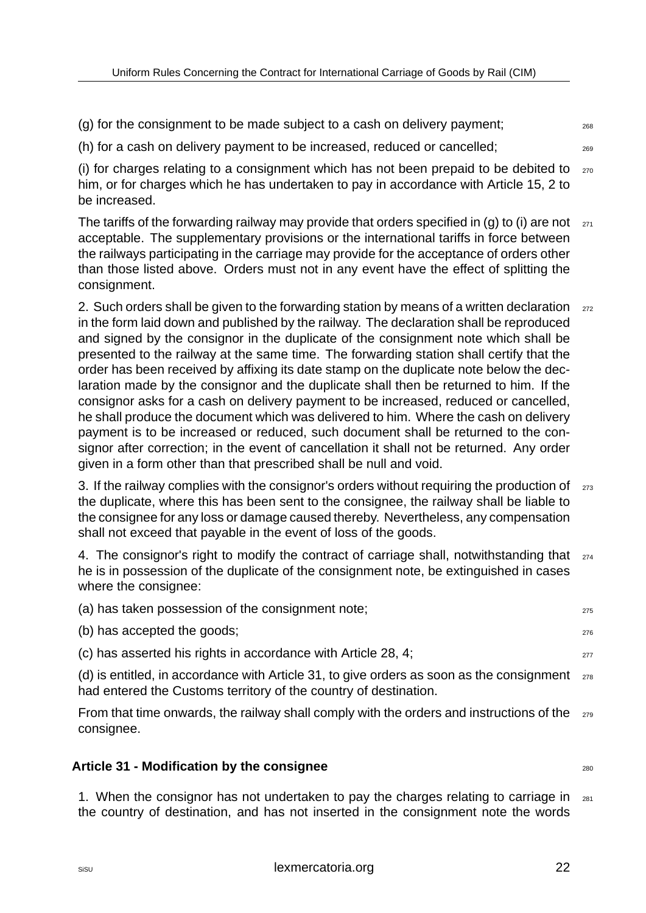(g) for the consignment to be made subject to a cash on delivery payment;

(h) for a cash on delivery payment to be increased, reduced or cancelled;

(i) for charges relating to a consignment which has not been prepaid to be debited to him, or for charges which he has undertaken to pay in accordance with Article 15, 2 to be increased.

The tariffs of the forwarding railway may provide that orders specified in (g) to (i) are not acceptable. The supplementary provisions or the international tariffs in force between the railways participating in the carriage may provide for the acceptance of orders other than those listed above. Orders must not in any event have the effect of splitting the consignment.

2. Such orders shall be given to the forwarding station by means of a written declaration in the form laid down and published by the railway. The declaration shall be reproduced and signed by the consignor in the duplicate of the consignment note which shall be presented to the railway at the same time. The forwarding station shall certify that the order has been received by affixing its date stamp on the duplicate note below the declaration made by the consignor and the duplicate shall then be returned to him. If the consignor asks for a cash on delivery payment to be increased, reduced or cancelled, he shall produce the document which was delivered to him. Where the cash on delivery payment is to be increased or reduced, such document shall be returned to the consignor after correction; in the event of cancellation it shall not be returned. Any order given in a form other than that prescribed shall be null and void.

3. If the railway complies with the consignor's orders without requiring the production of the duplicate, where this has been sent to the consignee, the railway shall be liable to the consignee for any loss or damage caused thereby. Nevertheless, any compensation shall not exceed that payable in the event of loss of the goods.

4. The consignor's right to modify the contract of carriage shall, notwithstanding that he is in possession of the duplicate of the consignment note, be extinguished in cases where the consignee:

(a) has taken possession of the consignment note;

(b) has accepted the goods;

(c) has asserted his rights in accordance with Article 28, 4;

(d) is entitled, in accordance with Article 31, to give orders as soon as the consignment had entered the Customs territory of the country of destination.

From that time onwards, the railway shall comply with the orders and instructions of the consignee.

### Article 31 - Modification by the consignee

1. When the consignor has not undertaken to pay the charges relating to carriage in the country of destination, and has not inserted in the consignment note the words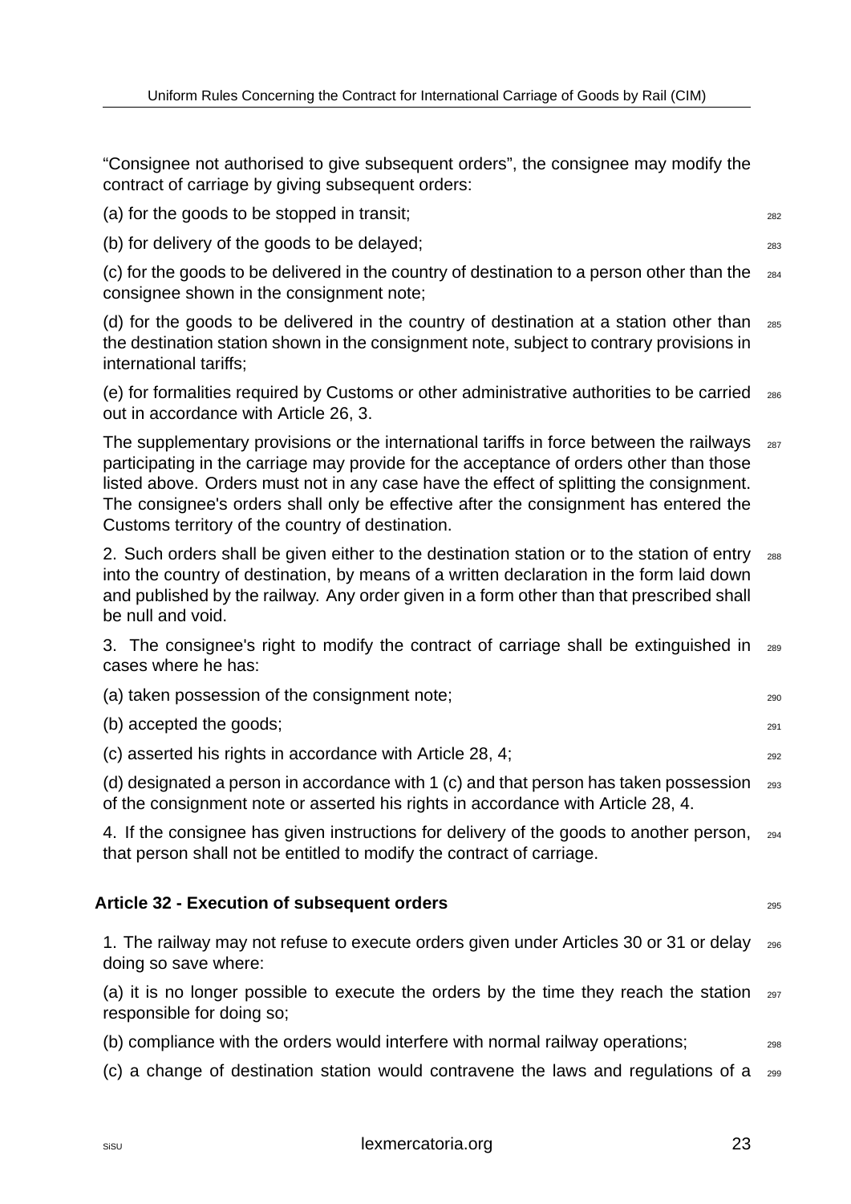“Consignee not authorised to give subsequent orders”, the consignee may modify the contract of carriage by giving subsequent orders:

(a) for the goods to be stopped in transit;

(b) for delivery of the goods to be delayed;

(c) for the goods to be delivered in the country of destination to a person other than the consignee shown in the consignment note;

(d) for the goods to be delivered in the country of destination at a station other than the destination station shown in the consignment note, subject to contrary provisions in international tariffs;

(e) for formalities required by Customs or other administrative authorities to be carried out in accordance with Article 26, 3.

The supplementary provisions or the international tariffs in force between the railways participating in the carriage may provide for the acceptance of orders other than those listed above. Orders must not in any case have the effect of splitting the consignment. The consignee's orders shall only be effective after the consignment has entered the Customs territory of the country of destination.

2. Such orders shall be given either to the destination station or to the station of entry into the country of destination, by means of a written declaration in the form laid down and published by the railway. Any order given in a form other than that prescribed shall be null and void.

3. The consignee's right to modify the contract of carriage shall be extinguished in cases where he has:

(a) taken possession of the consignment note;

(b) accepted the goods;

(c) asserted his rights in accordance with Article 28, 4;

(d) designated a person in accordance with 1 (c) and that person has taken possession of the consignment note or asserted his rights in accordance with Article 28, 4.

4. If the consignee has given instructions for delivery of the goods to another person, that person shall not be entitled to modify the contract of carriage.

### Article 32 - Execution of subsequent orders

1. The railway may not refuse to execute orders given under Articles 30 or 31 or delay doing so save where:

(a) it is no longer possible to execute the orders by the time they reach the station responsible for doing so;

(b) compliance with the orders would interfere with normal railway operations;

(c) a change of destination station would contravene the laws and regulations of a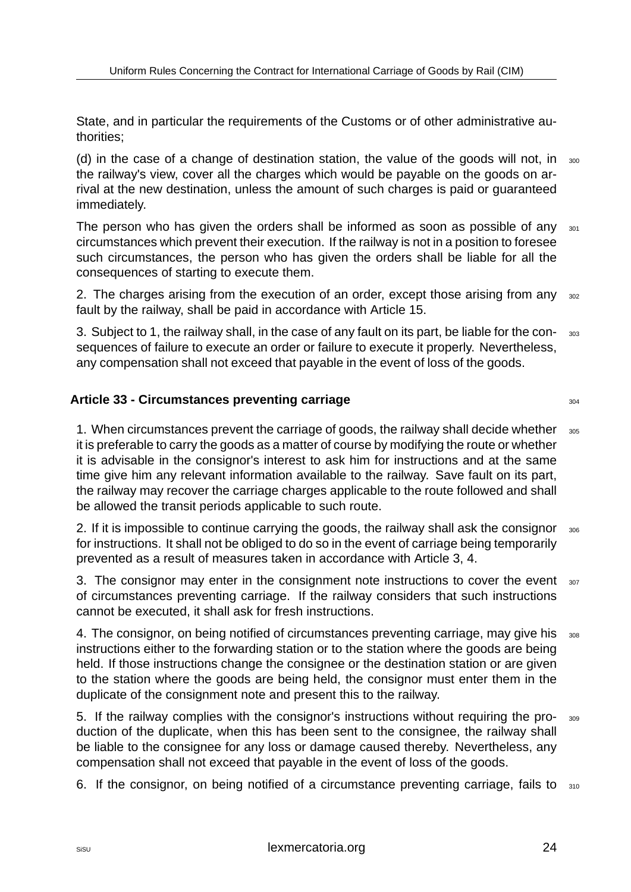State, and in particular the requirements of the Customs or of other administrative authorities;

(d) in the case of a change of destination station, the value of the goods will not, in the railway's view, cover all the charges which would be payable on the goods on arrival at the new destination, unless the amount of such charges is paid or guaranteed immediately.

The person who has given the orders shall be informed as soon as possible of any circumstances which prevent their execution. If the railway is not in a position to foresee such circumstances, the person who has given the orders shall be liable for all the consequences of starting to execute them.

2. The charges arising from the execution of an order, except those arising from any fault by the railway, shall be paid in accordance with Article 15.

3. Subject to 1, the railway shall, in the case of any fault on its part, be liable for the consequences of failure to execute an order or failure to execute it properly. Nevertheless, any compensation shall not exceed that payable in the event of loss of the goods.

### Article 33 - Circumstances preventing carriage

1. When circumstances prevent the carriage of goods, the railway shall decide whether it is preferable to carry the goods as a matter of course by modifying the route or whether it is advisable in the consignor's interest to ask him for instructions and at the same time give him any relevant information available to the railway. Save fault on its part, the railway may recover the carriage charges applicable to the route followed and shall be allowed the transit periods applicable to such route.

2. If it is impossible to continue carrying the goods, the railway shall ask the consignor for instructions. It shall not be obliged to do so in the event of carriage being temporarily prevented as a result of measures taken in accordance with Article 3, 4.

3. The consignor may enter in the consignment note instructions to cover the event of circumstances preventing carriage. If the railway considers that such instructions cannot be executed, it shall ask for fresh instructions.

4. The consignor, on being notified of circumstances preventing carriage, may give his instructions either to the forwarding station or to the station where the goods are being held. If those instructions change the consignee or the destination station or are given to the station where the goods are being held, the consignor must enter them in the duplicate of the consignment note and present this to the railway.

5. If the railway complies with the consignor's instructions without requiring the production of the duplicate, when this has been sent to the consignee, the railway shall be liable to the consignee for any loss or damage caused thereby. Nevertheless, any compensation shall not exceed that payable in the event of loss of the goods.

6. If the consignor, on being notified of a circumstance preventing carriage, fails to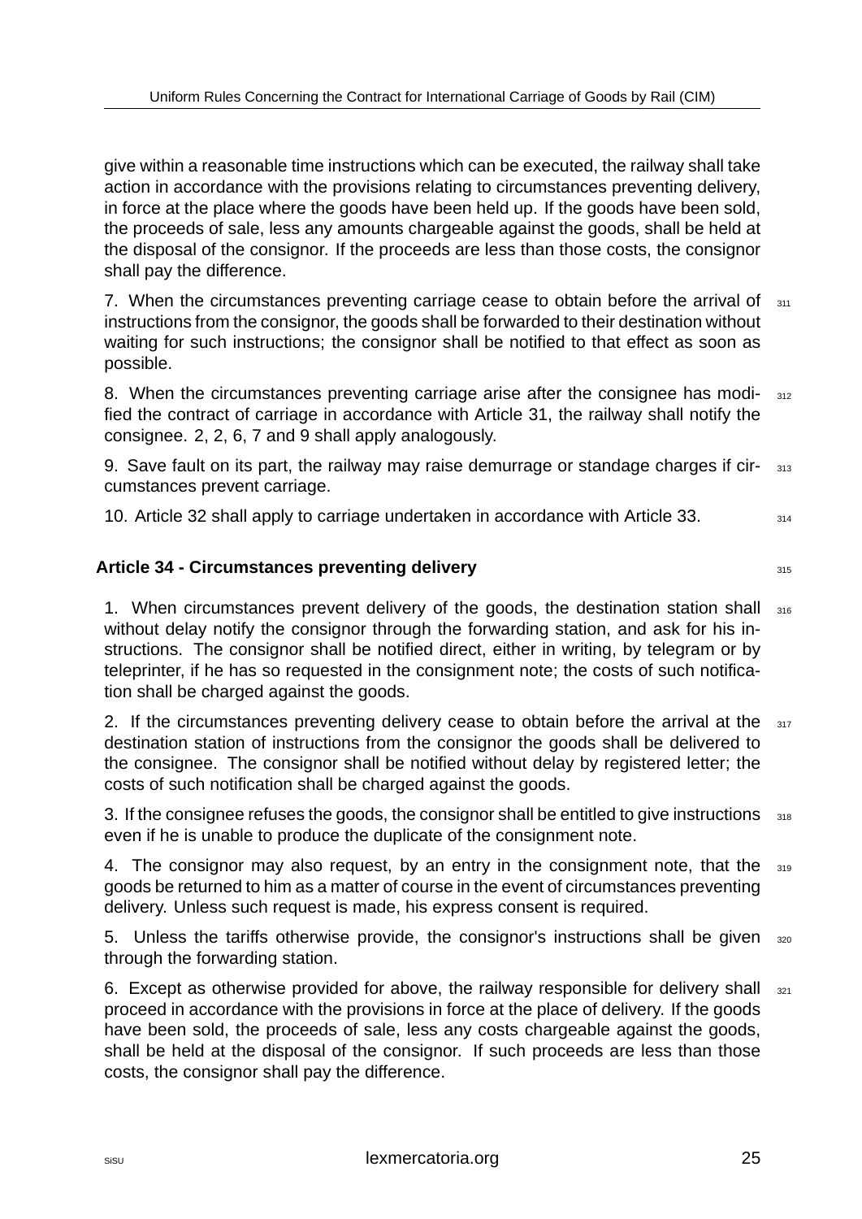give within a reasonable time instructions which can be executed, the railway shall take action in accordance with the provisions relating to circumstances preventing delivery, in force at the place where the goods have been held up. If the goods have been sold, the proceeds of sale, less any amounts chargeable against the goods, shall be held at the disposal of the consignor. If the proceeds are less than those costs, the consignor shall pay the difference.

7. When the circumstances preventing carriage cease to obtain before the arrival of instructions from the consignor, the goods shall be forwarded to their destination without waiting for such instructions; the consignor shall be notified to that effect as soon as possible.

8. When the circumstances preventing carriage arise after the consignee has modified the contract of carriage in accordance with Article 31, the railway shall notify the consignee. 2, 2, 6, 7 and 9 shall apply analogously.

9. Save fault on its part, the railway may raise demurrage or standage charges if circumstances prevent carriage.

10. Article 32 shall apply to carriage undertaken in accordance with Article 33.

## Article 34 - Circumstances preventing delivery

1. When circumstances prevent delivery of the goods, the destination station shall without delay notify the consignor through the forwarding station, and ask for his instructions. The consignor shall be notified direct, either in writing, by telegram or by teleprinter, if he has so requested in the consignment note; the costs of such notification shall be charged against the goods.

2. If the circumstances preventing delivery cease to obtain before the arrival at the destination station of instructions from the consignor the goods shall be delivered to the consignee. The consignor shall be notified without delay by registered letter; the costs of such notification shall be charged against the goods.

3. If the consignee refuses the goods, the consignor shall be entitled to give instructions even if he is unable to produce the duplicate of the consignment note.

4. The consignor may also request, by an entry in the consignment note, that the goods be returned to him as a matter of course in the event of circumstances preventing delivery. Unless such request is made, his express consent is required.

5. Unless the tariffs otherwise provide, the consignor's instructions shall be given through the forwarding station.

6. Except as otherwise provided for above, the railway responsible for delivery shall proceed in accordance with the provisions in force at the place of delivery. If the goods have been sold, the proceeds of sale, less any costs chargeable against the goods, shall be held at the disposal of the consignor. If such proceeds are less than those costs, the consignor shall pay the difference.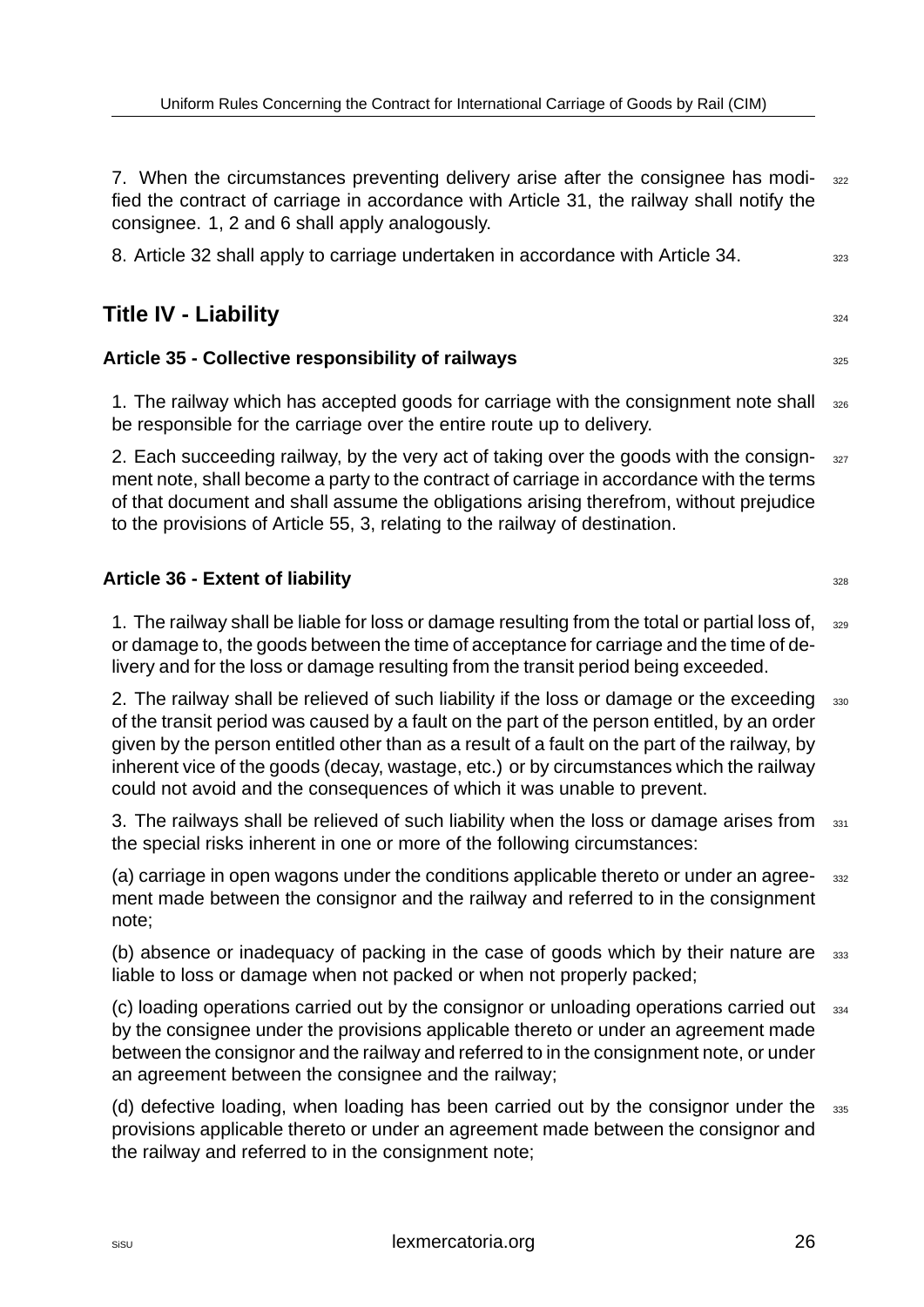7. When the circumstances preventing delivery arise after the consignee has modified the contract of carriage in accordance with Article 31, the railway shall notify the consignee. 1, 2 and 6 shall apply analogously.

8. Article 32 shall apply to carriage undertaken in accordance with Article 34.

## Title IV - Liability

### Article 35 - Collective responsibility of railways

1. The railway which has accepted goods for carriage with the consignment note shall be responsible for the carriage over the entire route up to delivery.

2. Each succeeding railway, by the very act of taking over the goods with the consignment note, shall become a party to the contract of carriage in accordance with the terms of that document and shall assume the obligations arising therefrom, without prejudice to the provisions of Article 55, 3, relating to the railway of destination.

### Article 36 - Extent of liability

1. The railway shall be liable for loss or damage resulting from the total or partial loss of, or damage to, the goods between the time of acceptance for carriage and the time of delivery and for the loss or damage resulting from the transit period being exceeded.

2. The railway shall be relieved of such liability if the loss or damage or the exceeding of the transit period was caused by a fault on the part of the person entitled, by an order given by the person entitled other than as a result of a fault on the part of the railway, by inherent vice of the goods (decay, wastage, etc.) or by circumstances which the railway could not avoid and the consequences of which it was unable to prevent.

3. The railways shall be relieved of such liability when the loss or damage arises from the special risks inherent in one or more of the following circumstances:

(a) carriage in open wagons under the conditions applicable thereto or under an agreement made between the consignor and the railway and referred to in the consignment note;

(b) absence or inadequacy of packing in the case of goods which by their nature are liable to loss or damage when not packed or when not properly packed;

(c) loading operations carried out by the consignor or unloading operations carried out by the consignee under the provisions applicable thereto or under an agreement made between the consignor and the railway and referred to in the consignment note, or under an agreement between the consignee and the railway;

(d) defective loading, when loading has been carried out by the consignor under the provisions applicable thereto or under an agreement made between the consignor and the railway and referred to in the consignment note;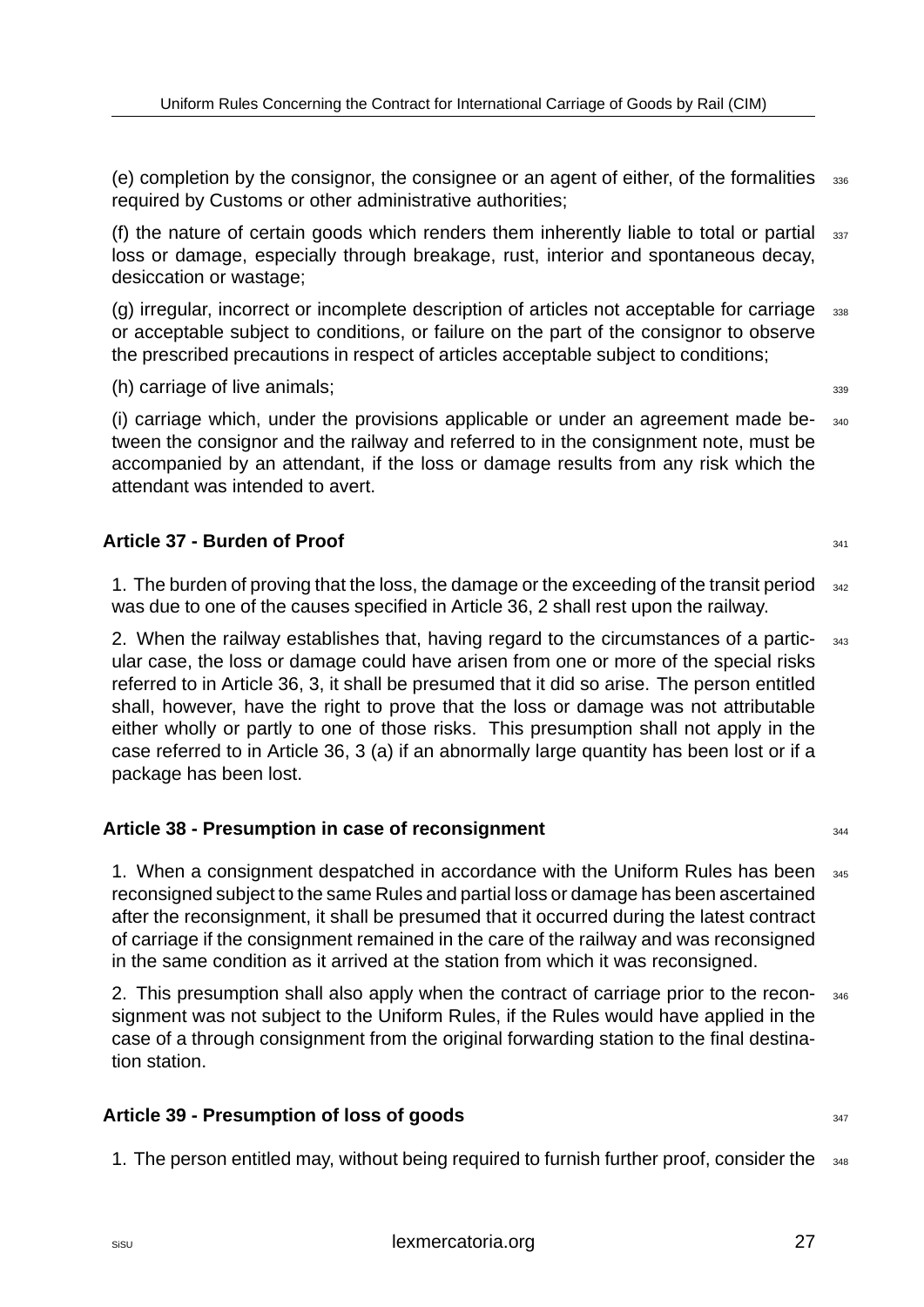(e) completion by the consignor, the consignee or an agent of either, of the formalities required by Customs or other administrative authorities;

(f) the nature of certain goods which renders them inherently liable to total or partial loss or damage, especially through breakage, rust, interior and spontaneous decay, desiccation or wastage;

(g) irregular, incorrect or incomplete description of articles not acceptable for carriage or acceptable subject to conditions, or failure on the part of the consignor to observe the prescribed precautions in respect of articles acceptable subject to conditions;

(h) carriage of live animals;

(i) carriage which, under the provisions applicable or under an agreement made between the consignor and the railway and referred to in the consignment note, must be accompanied by an attendant, if the loss or damage results from any risk which the attendant was intended to avert.

### Article 37 - Burden of Proof

1. The burden of proving that the loss, the damage or the exceeding of the transit period was due to one of the causes specified in Article 36, 2 shall rest upon the railway.

2. When the railway establishes that, having regard to the circumstances of a particular case, the loss or damage could have arisen from one or more of the special risks referred to in Article 36, 3, it shall be presumed that it did so arise. The person entitled shall, however, have the right to prove that the loss or damage was not attributable either wholly or partly to one of those risks. This presumption shall not apply in the case referred to in Article 36, 3 (a) if an abnormally large quantity has been lost or if a package has been lost.

### Article 38 - Presumption in case of reconsignment

1. When a consignment despatched in accordance with the Uniform Rules has been reconsigned subject to the same Rules and partial loss or damage has been ascertained after the reconsignment, it shall be presumed that it occurred during the latest contract of carriage if the consignment remained in the care of the railway and was reconsigned in the same condition as it arrived at the station from which it was reconsigned.

2. This presumption shall also apply when the contract of carriage prior to the reconsignment was not subject to the Uniform Rules, if the Rules would have applied in the case of a through consignment from the original forwarding station to the final destination station.

### Article 39 - Presumption of loss of goods

1. The person entitled may, without being required to furnish further proof, consider the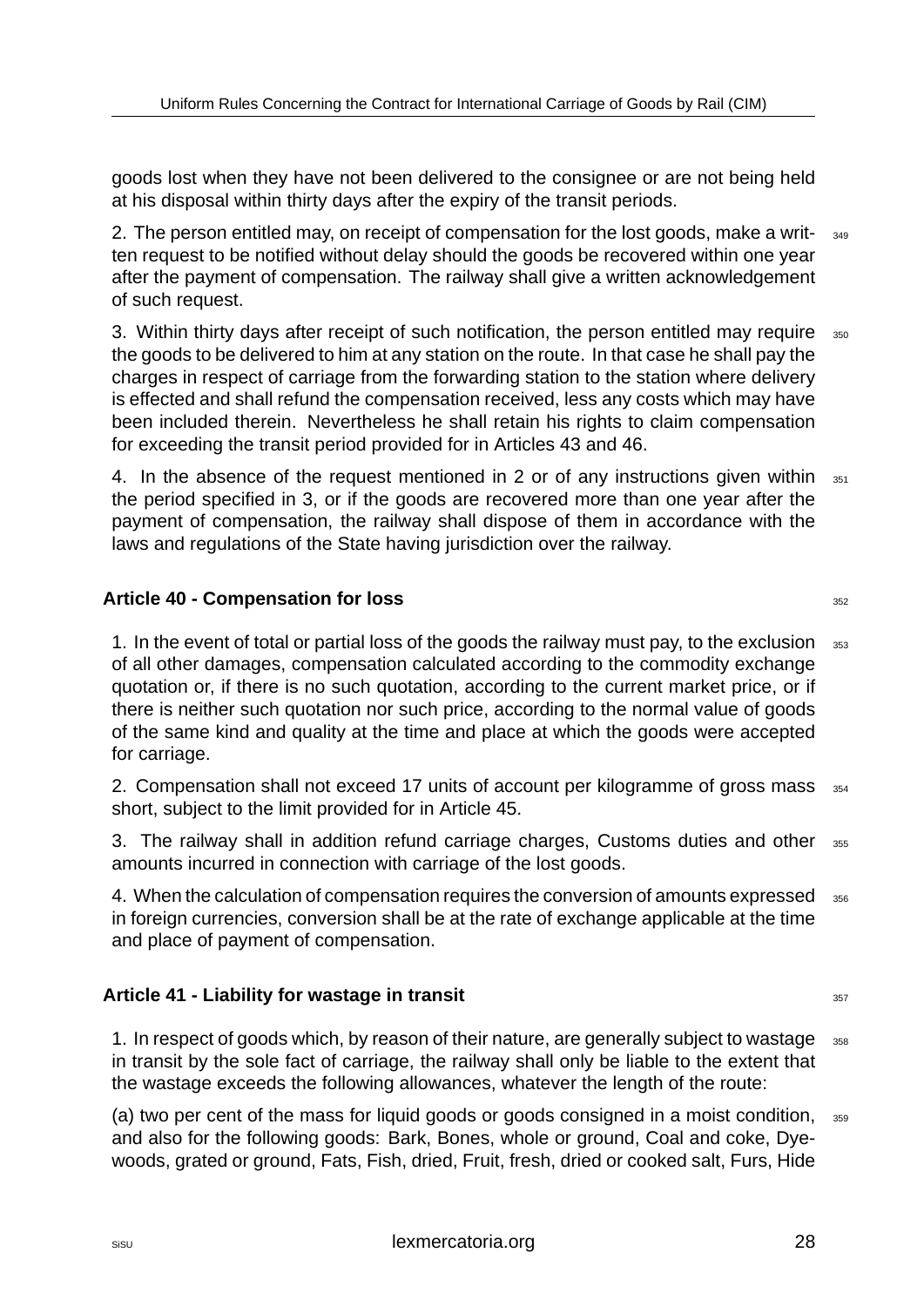goods lost when they have not been delivered to the consignee or are not being held at his disposal within thirty days after the expiry of the transit periods.

2. The person entitled may, on receipt of compensation for the lost goods, make a written request to be notified without delay should the goods be recovered within one year after the payment of compensation. The railway shall give a written acknowledgement of such request.

3. Within thirty days after receipt of such notification, the person entitled may require the goods to be delivered to him at any station on the route. In that case he shall pay the charges in respect of carriage from the forwarding station to the station where delivery is effected and shall refund the compensation received, less any costs which may have been included therein. Nevertheless he shall retain his rights to claim compensation for exceeding the transit period provided for in Articles 43 and 46.

4. In the absence of the request mentioned in 2 or of any instructions given within the period specified in 3, or if the goods are recovered more than one year after the payment of compensation, the railway shall dispose of them in accordance with the laws and regulations of the State having jurisdiction over the railway.

### Article 40 - Compensation for loss

1. In the event of total or partial loss of the goods the railway must pay, to the exclusion of all other damages, compensation calculated according to the commodity exchange quotation or, if there is no such quotation, according to the current market price, or if there is neither such quotation nor such price, according to the normal value of goods of the same kind and quality at the time and place at which the goods were accepted for carriage.

2. Compensation shall not exceed 17 units of account per kilogramme of gross mass short, subject to the limit provided for in Article 45.

3. The railway shall in addition refund carriage charges, Customs duties and other amounts incurred in connection with carriage of the lost goods.

4. When the calculation of compensation requires the conversion of amounts expressed in foreign currencies, conversion shall be at the rate of exchange applicable at the time and place of payment of compensation.

### Article 41 - Liability for wastage in transit

1. In respect of goods which, by reason of their nature, are generally subject to wastage in transit by the sole fact of carriage, the railway shall only be liable to the extent that the wastage exceeds the following allowances, whatever the length of the route:

(a) two per cent of the mass for liquid goods or goods consigned in a moist condition, and also for the following goods: Bark, Bones, whole or ground, Coal and coke, Dyewoods, grated or ground, Fats, Fish, dried, Fruit, fresh, dried or cooked salt, Furs, Hide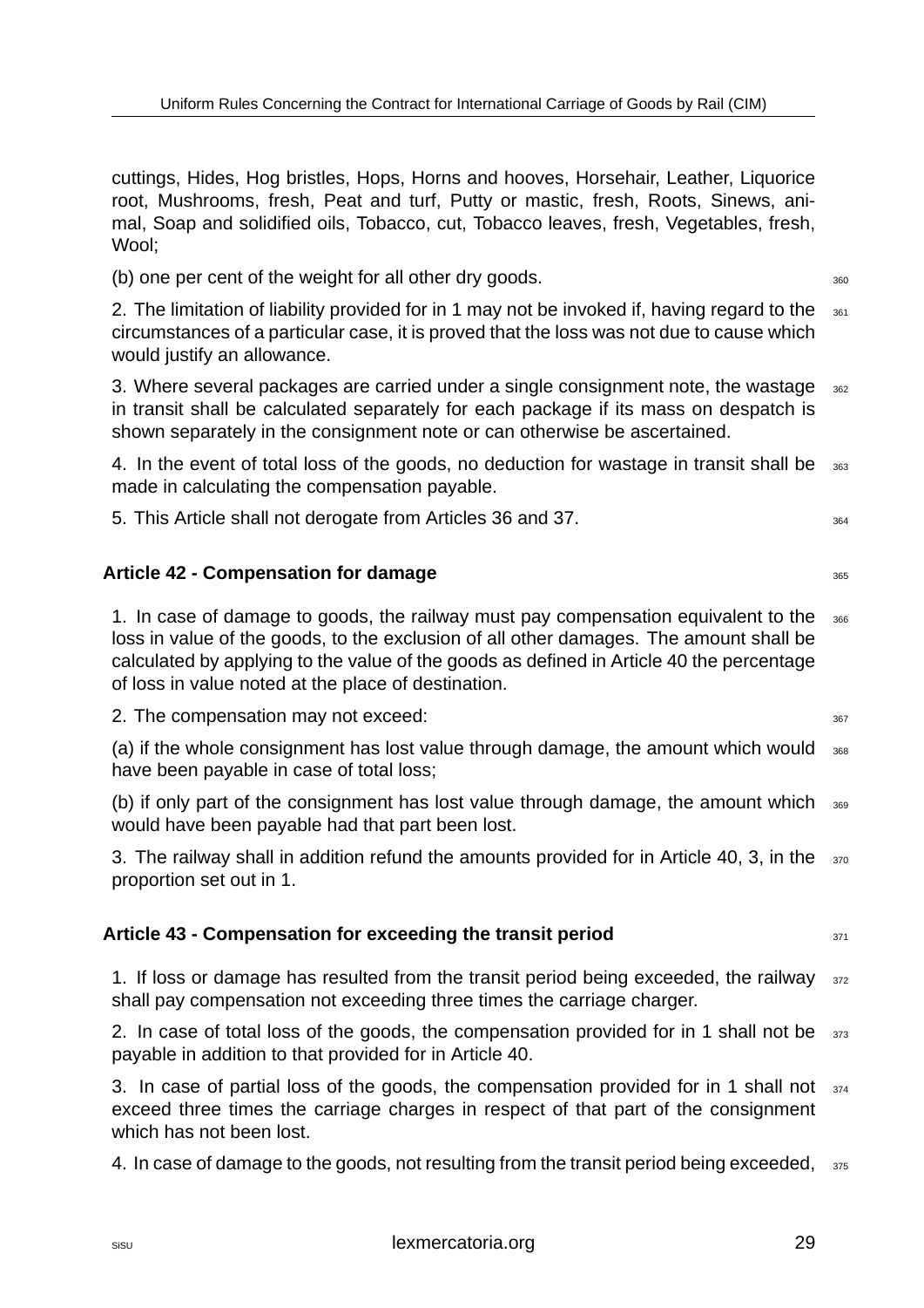cuttings, Hides, Hog bristles, Hops, Horns and hooves, Horsehair, Leather, Liquorice root, Mushrooms, fresh, Peat and turf, Putty or mastic, fresh, Roots, Sinews, animal, Soap and solidified oils, Tobacco, cut, Tobacco leaves, fresh, Vegetables, fresh, Wool;

(b) one per cent of the weight for all other dry goods.

2. The limitation of liability provided for in 1 may not be invoked if, having regard to the circumstances of a particular case, it is proved that the loss was not due to cause which would justify an allowance.

3. Where several packages are carried under a single consignment note, the wastage in transit shall be calculated separately for each package if its mass on despatch is shown separately in the consignment note or can otherwise be ascertained.

4. In the event of total loss of the goods, no deduction for wastage in transit shall be made in calculating the compensation payable.

5. This Article shall not derogate from Articles 36 and 37.

## Article 42 - Compensation for damage

1. In case of damage to goods, the railway must pay compensation equivalent to the loss in value of the goods, to the exclusion of all other damages. The amount shall be calculated by applying to the value of the goods as defined in Article 40 the percentage of loss in value noted at the place of destination.

2. The compensation may not exceed:

(a) if the whole consignment has lost value through damage, the amount which would have been payable in case of total loss;

(b) if only part of the consignment has lost value through damage, the amount which would have been payable had that part been lost.

3. The railway shall in addition refund the amounts provided for in Article 40, 3, in the proportion set out in 1.

## Article 43 - Compensation for exceeding the transit period

1. If loss or damage has resulted from the transit period being exceeded, the railway shall pay compensation not exceeding three times the carriage charger.

2. In case of total loss of the goods, the compensation provided for in 1 shall not be payable in addition to that provided for in Article 40.

3. In case of partial loss of the goods, the compensation provided for in 1 shall not exceed three times the carriage charges in respect of that part of the consignment which has not been lost.

4. In case of damage to the goods, not resulting from the transit period being exceeded,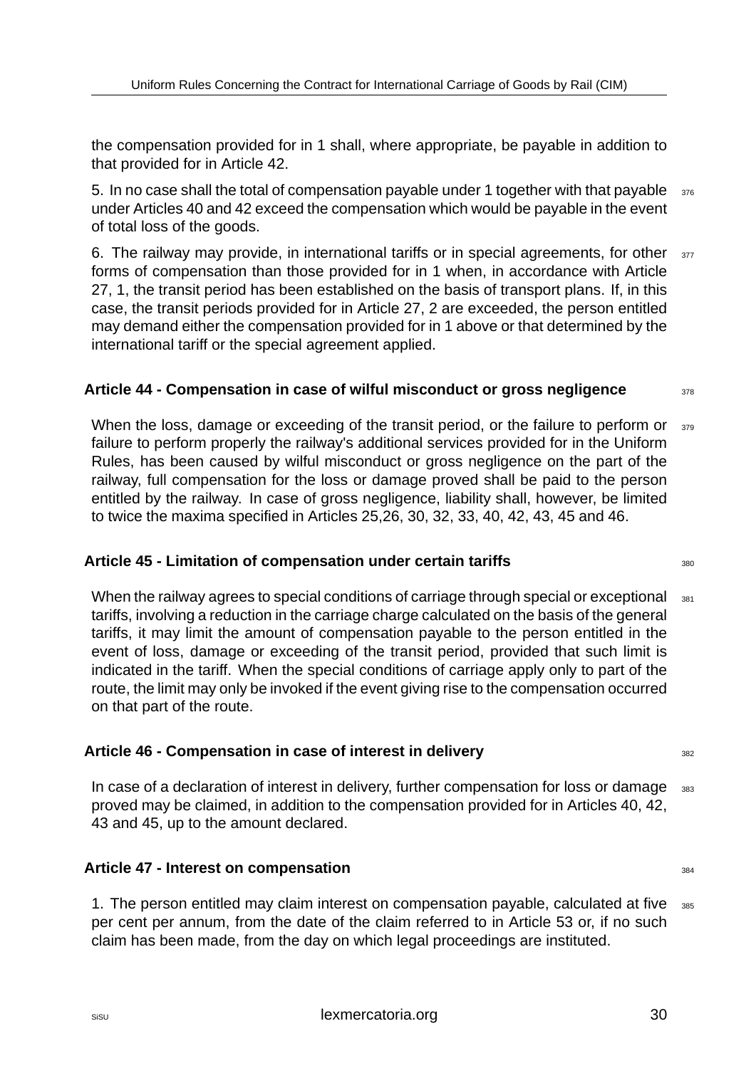the compensation provided for in 1 shall, where appropriate, be payable in addition to that provided for in Article 42.

5. In no case shall the total of compensation payable under 1 together with that payable under Articles 40 and 42 exceed the compensation which would be payable in the event of total loss of the goods.

6. The railway may provide, in international tariffs or in special agreements, for other forms of compensation than those provided for in 1 when, in accordance with Article 27, 1, the transit period has been established on the basis of transport plans. If, in this case, the transit periods provided for in Article 27, 2 are exceeded, the person entitled may demand either the compensation provided for in 1 above or that determined by the international tariff or the special agreement applied.

### Article 44 - Compensation in case of wilful misconduct or gross negligence

When the loss, damage or exceeding of the transit period, or the failure to perform or failure to perform properly the railway's additional services provided for in the Uniform Rules, has been caused by wilful misconduct or gross negligence on the part of the railway, full compensation for the loss or damage proved shall be paid to the person entitled by the railway. In case of gross negligence, liability shall, however, be limited to twice the maxima specified in Articles 25,26, 30, 32, 33, 40, 42, 43, 45 and 46.

### Article 45 - Limitation of compensation under certain tariffs

When the railway agrees to special conditions of carriage through special or exceptional tariffs, involving a reduction in the carriage charge calculated on the basis of the general tariffs, it may limit the amount of compensation payable to the person entitled in the event of loss, damage or exceeding of the transit period, provided that such limit is indicated in the tariff. When the special conditions of carriage apply only to part of the route, the limit may only be invoked if the event giving rise to the compensation occurred on that part of the route.

### Article 46 - Compensation in case of interest in delivery

In case of a declaration of interest in delivery, further compensation for loss or damage proved may be claimed, in addition to the compensation provided for in Articles 40, 42, 43 and 45, up to the amount declared.

### Article 47 - Interest on compensation

1. The person entitled may claim interest on compensation payable, calculated at five per cent per annum, from the date of the claim referred to in Article 53 or, if no such claim has been made, from the day on which legal proceedings are instituted.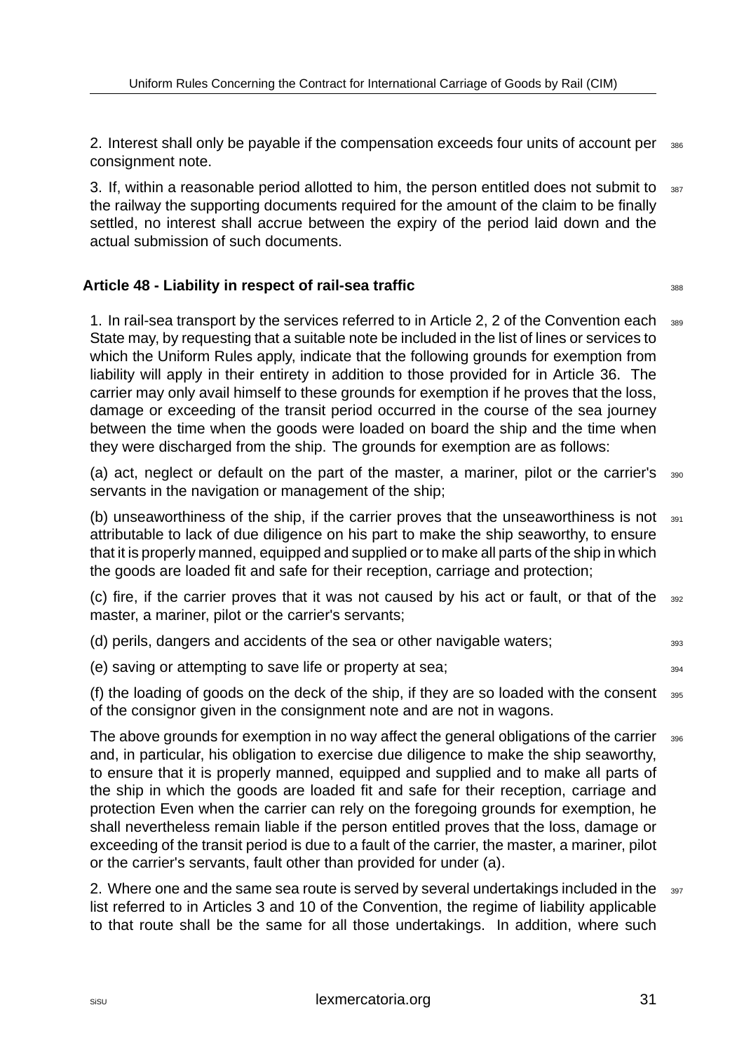2. Interest shall only be payable if the compensation exceeds four units of account per consignment note.

3. If, within a reasonable period allotted to him, the person entitled does not submit to the railway the supporting documents required for the amount of the claim to be finally settled, no interest shall accrue between the expiry of the period laid down and the actual submission of such documents.

### Article 48 - Liability in respect of rail-sea traffic

1. In rail-sea transport by the services referred to in Article 2, 2 of the Convention each State may, by requesting that a suitable note be included in the list of lines or services to which the Uniform Rules apply, indicate that the following grounds for exemption from liability will apply in their entirety in addition to those provided for in Article 36. The carrier may only avail himself to these grounds for exemption if he proves that the loss, damage or exceeding of the transit period occurred in the course of the sea journey between the time when the goods were loaded on board the ship and the time when they were discharged from the ship. The grounds for exemption are as follows:

(a) act, neglect or default on the part of the master, a mariner, pilot or the carrier's servants in the navigation or management of the ship;

(b) unseaworthiness of the ship, if the carrier proves that the unseaworthiness is not attributable to lack of due diligence on his part to make the ship seaworthy, to ensure that it is properly manned, equipped and supplied or to make all parts of the ship in which the goods are loaded fit and safe for their reception, carriage and protection;

(c) fire, if the carrier proves that it was not caused by his act or fault, or that of the master, a mariner, pilot or the carrier's servants;

(d) perils, dangers and accidents of the sea or other navigable waters;

(e) saving or attempting to save life or property at sea;

(f) the loading of goods on the deck of the ship, if they are so loaded with the consent of the consignor given in the consignment note and are not in wagons.

The above grounds for exemption in no way affect the general obligations of the carrier and, in particular, his obligation to exercise due diligence to make the ship seaworthy, to ensure that it is properly manned, equipped and supplied and to make all parts of the ship in which the goods are loaded fit and safe for their reception, carriage and protection Even when the carrier can rely on the foregoing grounds for exemption, he shall nevertheless remain liable if the person entitled proves that the loss, damage or exceeding of the transit period is due to a fault of the carrier, the master, a mariner, pilot or the carrier's servants, fault other than provided for under (a).

2. Where one and the same sea route is served by several undertakings included in the list referred to in Articles 3 and 10 of the Convention, the regime of liability applicable to that route shall be the same for all those undertakings. In addition, where such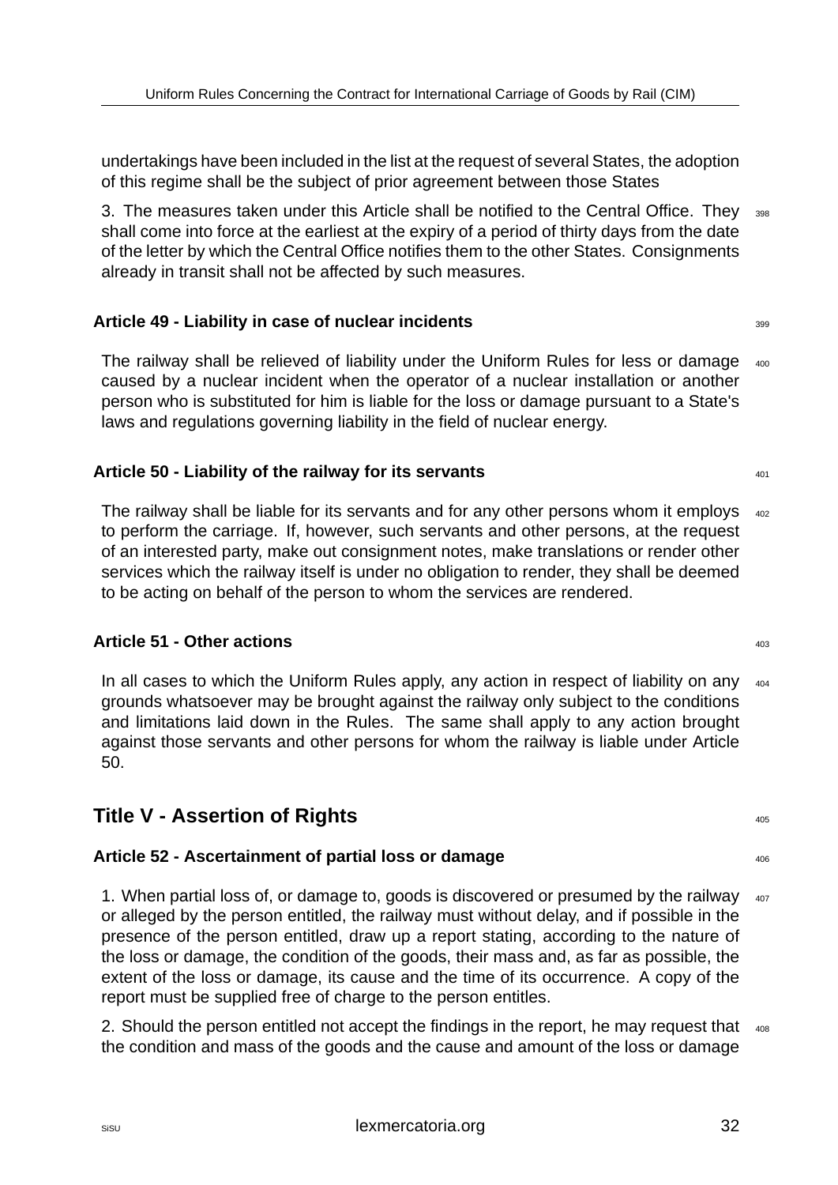undertakings have been included in the list at the request of several States, the adoption of this regime shall be the subject of prior agreement between those States

3. The measures taken under this Article shall be notified to the Central Office. They shall come into force at the earliest at the expiry of a period of thirty days from the date of the letter by which the Central Office notifies them to the other States. Consignments already in transit shall not be affected by such measures.

### Article 49 - Liability in case of nuclear incidents

The railway shall be relieved of liability under the Uniform Rules for less or damage caused by a nuclear incident when the operator of a nuclear installation or another person who is substituted for him is liable for the loss or damage pursuant to a State's laws and regulations governing liability in the field of nuclear energy.

### Article 50 - Liability of the railway for its servants

The railway shall be liable for its servants and for any other persons whom it employs to perform the carriage. If, however, such servants and other persons, at the request of an interested party, make out consignment notes, make translations or render other services which the railway itself is under no obligation to render, they shall be deemed to be acting on behalf of the person to whom the services are rendered.

### Article 51 - Other actions

In all cases to which the Uniform Rules apply, any action in respect of liability on any grounds whatsoever may be brought against the railway only subject to the conditions and limitations laid down in the Rules. The same shall apply to any action brought against those servants and other persons for whom the railway is liable under Article 50.

## Title V - Assertion of Rights

### Article 52 - Ascertainment of partial loss or damage

1. When partial loss of, or damage to, goods is discovered or presumed by the railway or alleged by the person entitled, the railway must without delay, and if possible in the presence of the person entitled, draw up a report stating, according to the nature of the loss or damage, the condition of the goods, their mass and, as far as possible, the extent of the loss or damage, its cause and the time of its occurrence. A copy of the report must be supplied free of charge to the person entitles.

2. Should the person entitled not accept the findings in the report, he may request that the condition and mass of the goods and the cause and amount of the loss or damage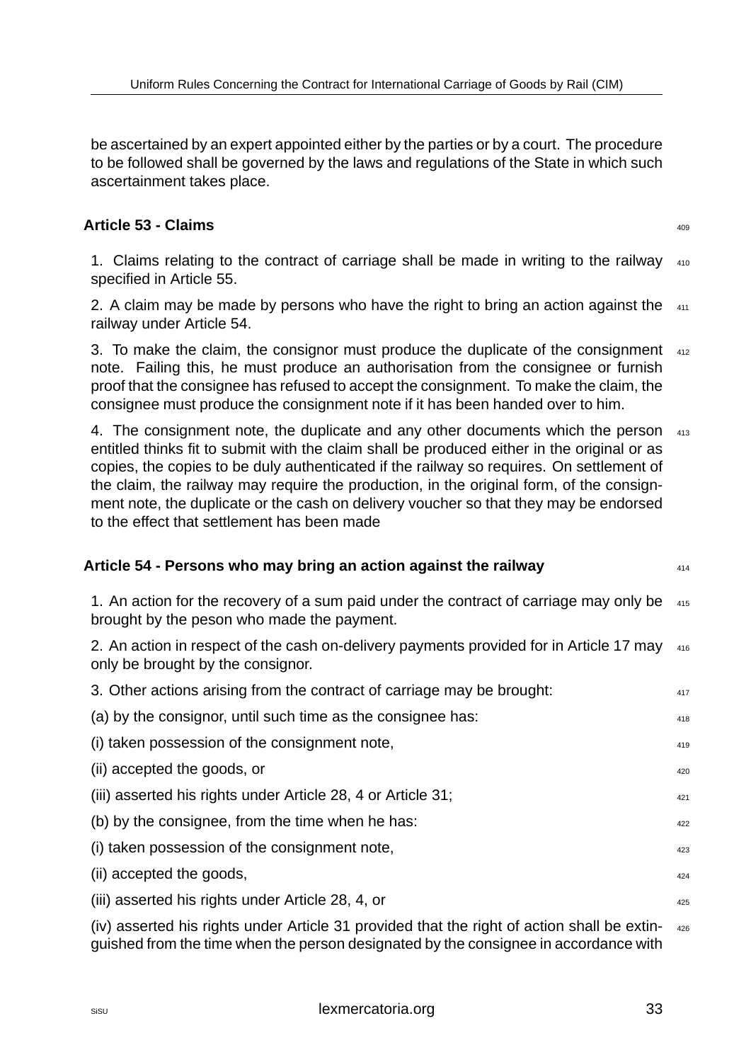be ascertained by an expert appointed either by the parties or by a court. The procedure to be followed shall be governed by the laws and regulations of the State in which such ascertainment takes place.

### Article 53 - Claims

1. Claims relating to the contract of carriage shall be made in writing to the railway specified in Article 55.

2. A claim may be made by persons who have the right to bring an action against the railway under Article 54.

3. To make the claim, the consignor must produce the duplicate of the consignment note. Failing this, he must produce an authorisation from the consignee or furnish proof that the consignee has refused to accept the consignment. To make the claim, the consignee must produce the consignment note if it has been handed over to him.

4. The consignment note, the duplicate and any other documents which the person entitled thinks fit to submit with the claim shall be produced either in the original or as copies, the copies to be duly authenticated if the railway so requires. On settlement of the claim, the railway may require the production, in the original form, of the consignment note, the duplicate or the cash on delivery voucher so that they may be endorsed to the effect that settlement has been made

### Article 54 - Persons who may bring an action against the railway

1. An action for the recovery of a sum paid under the contract of carriage may only be brought by the peson who made the payment.

2. An action in respect of the cash on-delivery payments provided for in Article 17 may only be brought by the consignor.

3. Other actions arising from the contract of carriage may be brought:

(a) by the consignor, until such time as the consignee has:

(i) taken possession of the consignment note,

(ii) accepted the goods, or

(iii) asserted his rights under Article 28, 4 or Article 31;

(b) by the consignee, from the time when he has:

(i) taken possession of the consignment note,

(ii) accepted the goods,

(iii) asserted his rights under Article 28, 4, or

(iv) asserted his rights under Article 31 provided that the right of action shall be extinguished from the time when the person designated by the consignee in accordance with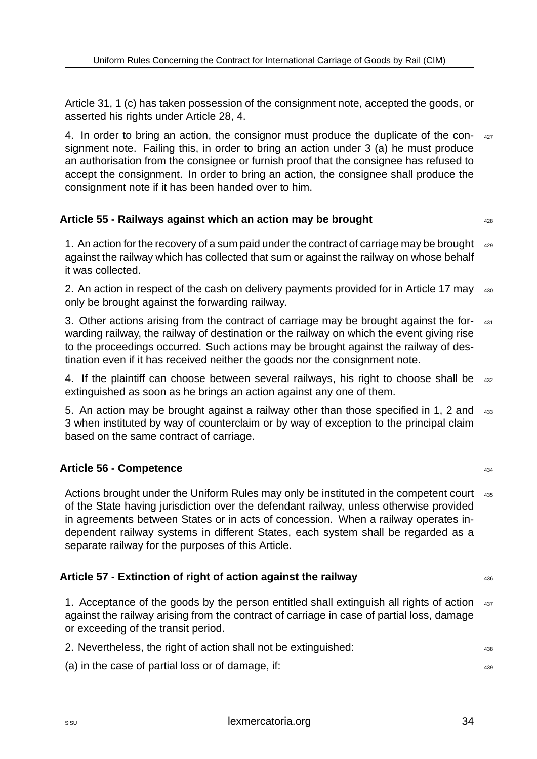Article 31, 1 (c) has taken possession of the consignment note, accepted the goods, or asserted his rights under Article 28, 4.

4. In order to bring an action, the consignor must produce the duplicate of the consignment note. Failing this, in order to bring an action under 3 (a) he must produce an authorisation from the consignee or furnish proof that the consignee has refused to accept the consignment. In order to bring an action, the consignee shall produce the consignment note if it has been handed over to him.

### Article 55 - Railways against which an action may be brought

1. An action for the recovery of a sum paid under the contract of carriage may be brought against the railway which has collected that sum or against the railway on whose behalf it was collected.

2. An action in respect of the cash on delivery payments provided for in Article 17 may only be brought against the forwarding railway.

3. Other actions arising from the contract of carriage may be brought against the forwarding railway, the railway of destination or the railway on which the event giving rise to the proceedings occurred. Such actions may be brought against the railway of destination even if it has received neither the goods nor the consignment note.

4. If the plaintiff can choose between several railways, his right to choose shall be extinguished as soon as he brings an action against any one of them.

5. An action may be brought against a railway other than those specified in 1, 2 and 3 when instituted by way of counterclaim or by way of exception to the principal claim based on the same contract of carriage.

### Article 56 - Competence

Actions brought under the Uniform Rules may only be instituted in the competent court of the State having jurisdiction over the defendant railway, unless otherwise provided in agreements between States or in acts of concession. When a railway operates independent railway systems in different States, each system shall be regarded as a separate railway for the purposes of this Article.

### Article 57 - Extinction of right of action against the railway

1. Acceptance of the goods by the person entitled shall extinguish all rights of action against the railway arising from the contract of carriage in case of partial loss, damage or exceeding of the transit period.

2. Nevertheless, the right of action shall not be extinguished:

(a) in the case of partial loss or of damage, if: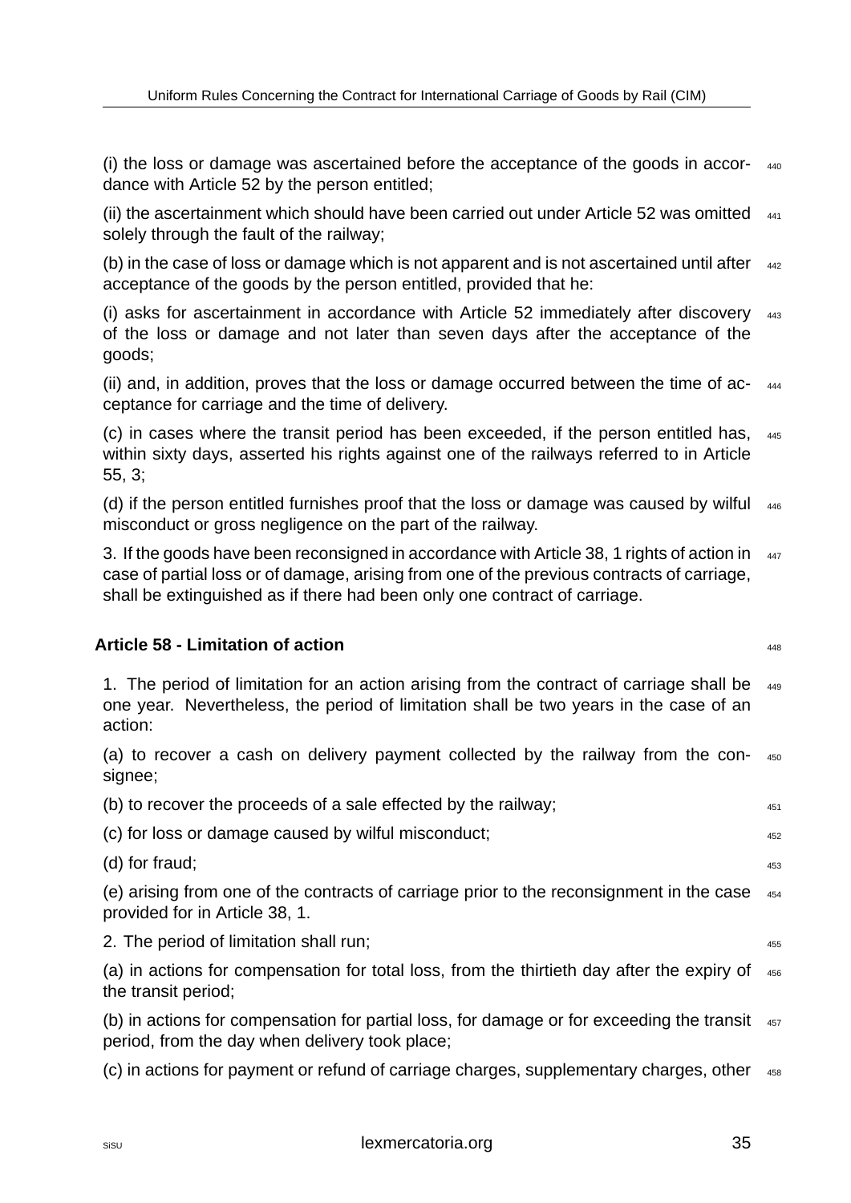(i) the loss or damage was ascertained before the acceptance of the goods in accordance with Article 52 by the person entitled;

(ii) the ascertainment which should have been carried out under Article 52 was omitted solely through the fault of the railway;

(b) in the case of loss or damage which is not apparent and is not ascertained until after acceptance of the goods by the person entitled, provided that he:

(i) asks for ascertainment in accordance with Article 52 immediately after discovery of the loss or damage and not later than seven days after the acceptance of the goods;

(ii) and, in addition, proves that the loss or damage occurred between the time of acceptance for carriage and the time of delivery.

(c) in cases where the transit period has been exceeded, if the person entitled has, within sixty days, asserted his rights against one of the railways referred to in Article 55, 3;

(d) if the person entitled furnishes proof that the loss or damage was caused by wilful misconduct or gross negligence on the part of the railway.

3. If the goods have been reconsigned in accordance with Article 38, 1 rights of action in case of partial loss or of damage, arising from one of the previous contracts of carriage, shall be extinguished as if there had been only one contract of carriage.

### Article 58 - Limitation of action

1. The period of limitation for an action arising from the contract of carriage shall be one year. Nevertheless, the period of limitation shall be two years in the case of an action:

(a) to recover a cash on delivery payment collected by the railway from the consignee;

(b) to recover the proceeds of a sale effected by the railway;

(c) for loss or damage caused by wilful misconduct;

(d) for fraud;

(e) arising from one of the contracts of carriage prior to the reconsignment in the case provided for in Article 38, 1.

2. The period of limitation shall run;

(a) in actions for compensation for total loss, from the thirtieth day after the expiry of the transit period;

(b) in actions for compensation for partial loss, for damage or for exceeding the transit period, from the day when delivery took place;

(c) in actions for payment or refund of carriage charges, supplementary charges, other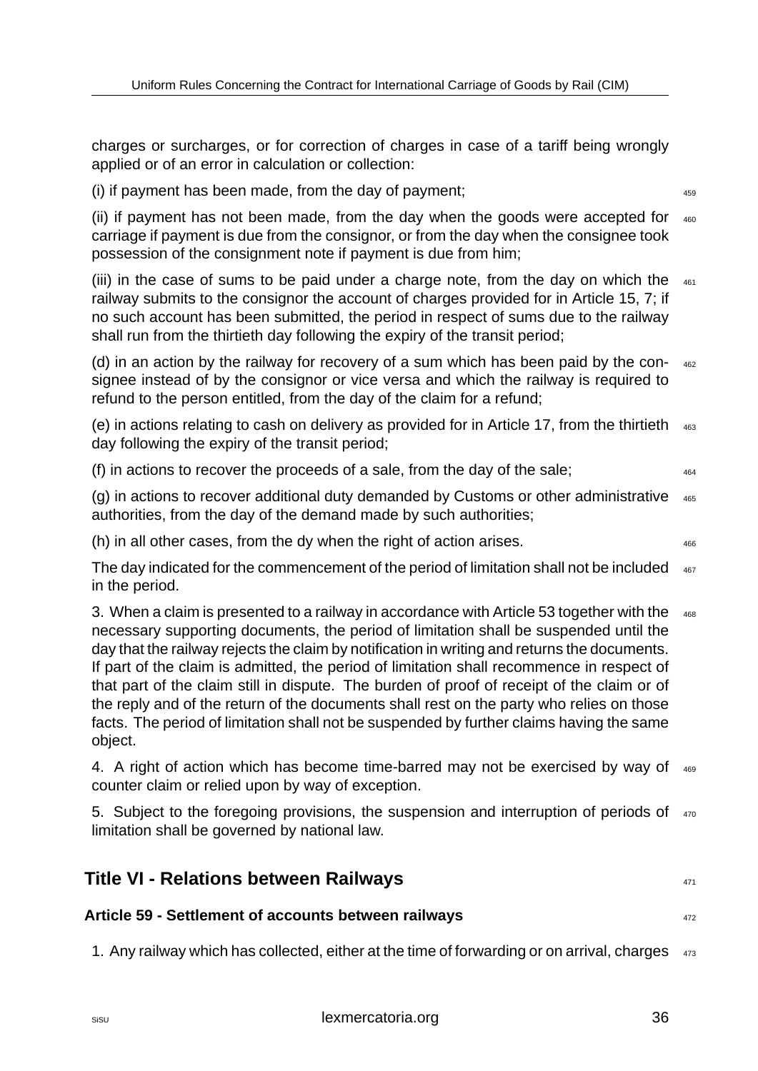charges or surcharges, or for correction of charges in case of a tariff being wrongly applied or of an error in calculation or collection:

(i) if payment has been made, from the day of payment;

(ii) if payment has not been made, from the day when the goods were accepted for carriage if payment is due from the consignor, or from the day when the consignee took possession of the consignment note if payment is due from him;

(iii) in the case of sums to be paid under a charge note, from the day on which the railway submits to the consignor the account of charges provided for in Article 15, 7; if no such account has been submitted, the period in respect of sums due to the railway shall run from the thirtieth day following the expiry of the transit period;

(d) in an action by the railway for recovery of a sum which has been paid by the consignee instead of by the consignor or vice versa and which the railway is required to refund to the person entitled, from the day of the claim for a refund;

(e) in actions relating to cash on delivery as provided for in Article 17, from the thirtieth day following the expiry of the transit period;

(f) in actions to recover the proceeds of a sale, from the day of the sale;

(g) in actions to recover additional duty demanded by Customs or other administrative authorities, from the day of the demand made by such authorities;

(h) in all other cases, from the dy when the right of action arises.

The day indicated for the commencement of the period of limitation shall not be included in the period.

3. When a claim is presented to a railway in accordance with Article 53 together with the necessary supporting documents, the period of limitation shall be suspended until the day that the railway rejects the claim by notification in writing and returns the documents. If part of the claim is admitted, the period of limitation shall recommence in respect of that part of the claim still in dispute. The burden of proof of receipt of the claim or of the reply and of the return of the documents shall rest on the party who relies on those facts. The period of limitation shall not be suspended by further claims having the same object.

4. A right of action which has become time-barred may not be exercised by way of counter claim or relied upon by way of exception.

5. Subject to the foregoing provisions, the suspension and interruption of periods of limitation shall be governed by national law.

## Title VI - Relations between Railways

### Article 59 - Settlement of accounts between railways

1. Any railway which has collected, either at the time of forwarding or on arrival, charges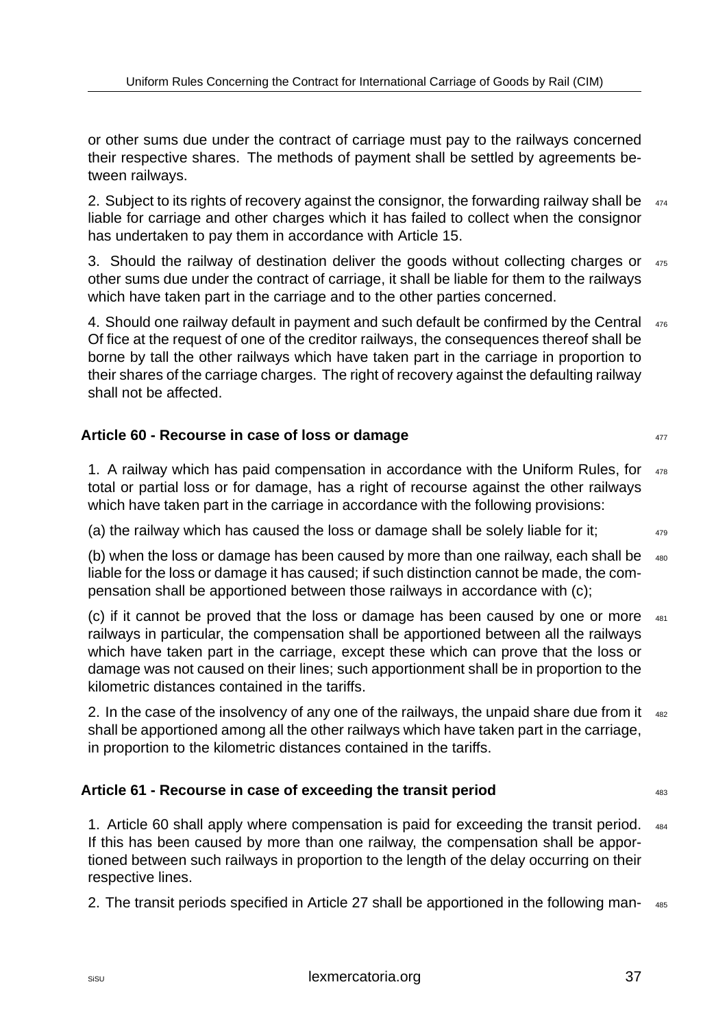or other sums due under the contract of carriage must pay to the railways concerned their respective shares. The methods of payment shall be settled by agreements between railways.

2. Subject to its rights of recovery against the consignor, the forwarding railway shall be liable for carriage and other charges which it has failed to collect when the consignor has undertaken to pay them in accordance with Article 15.

3. Should the railway of destination deliver the goods without collecting charges or other sums due under the contract of carriage, it shall be liable for them to the railways which have taken part in the carriage and to the other parties concerned.

4. Should one railway default in payment and such default be confirmed by the Central Of fice at the request of one of the creditor railways, the consequences thereof shall be borne by tall the other railways which have taken part in the carriage in proportion to their shares of the carriage charges. The right of recovery against the defaulting railway shall not be affected.

### Article 60 - Recourse in case of loss or damage

1. A railway which has paid compensation in accordance with the Uniform Rules, for total or partial loss or for damage, has a right of recourse against the other railways which have taken part in the carriage in accordance with the following provisions:

(a) the railway which has caused the loss or damage shall be solely liable for it;

(b) when the loss or damage has been caused by more than one railway, each shall be liable for the loss or damage it has caused; if such distinction cannot be made, the compensation shall be apportioned between those railways in accordance with (c);

(c) if it cannot be proved that the loss or damage has been caused by one or more railways in particular, the compensation shall be apportioned between all the railways which have taken part in the carriage, except these which can prove that the loss or damage was not caused on their lines; such apportionment shall be in proportion to the kilometric distances contained in the tariffs.

2. In the case of the insolvency of any one of the railways, the unpaid share due from it shall be apportioned among all the other railways which have taken part in the carriage, in proportion to the kilometric distances contained in the tariffs.

### Article 61 - Recourse in case of exceeding the transit period

1. Article 60 shall apply where compensation is paid for exceeding the transit period. If this has been caused by more than one railway, the compensation shall be apportioned between such railways in proportion to the length of the delay occurring on their respective lines.

2. The transit periods specified in Article 27 shall be apportioned in the following man-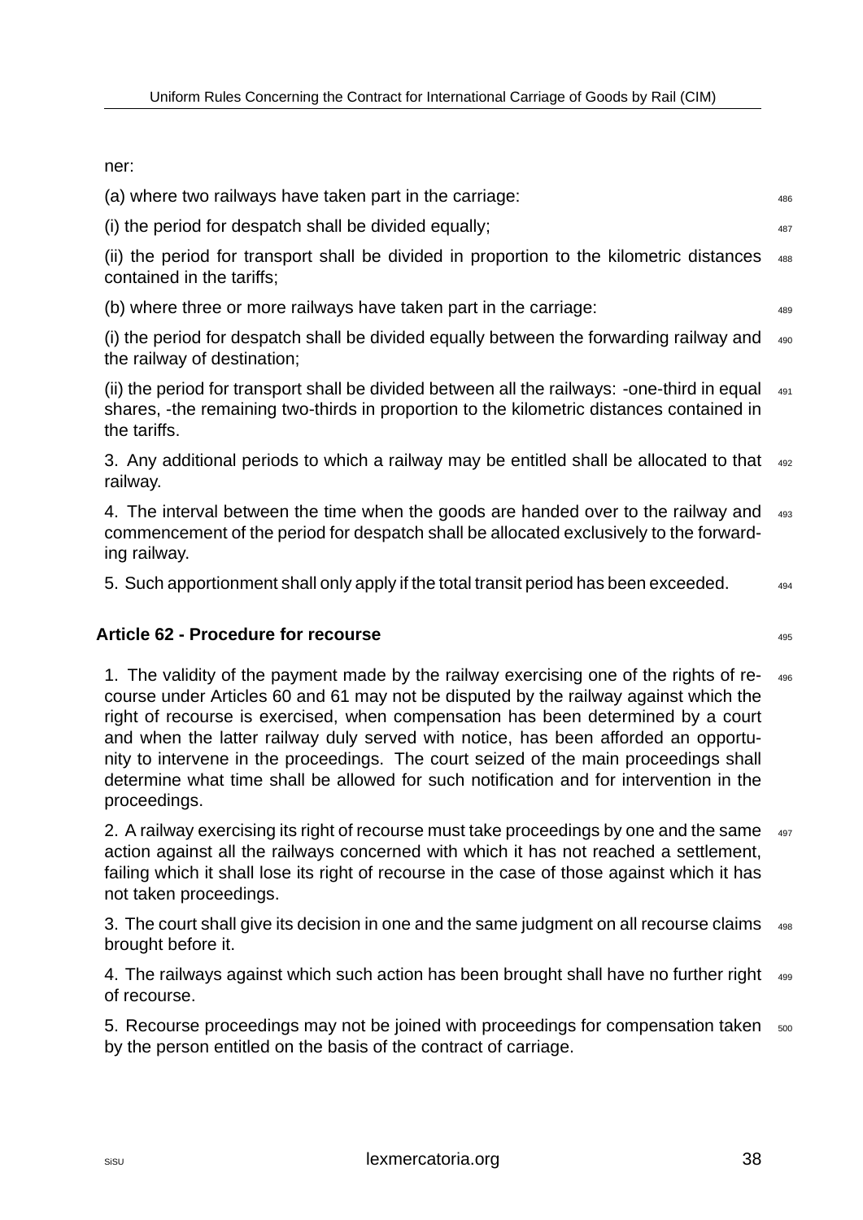ner:

(a) where two railways have taken part in the carriage:

(i) the period for despatch shall be divided equally;

(ii) the period for transport shall be divided in proportion to the kilometric distances contained in the tariffs;

(b) where three or more railways have taken part in the carriage:

(i) the period for despatch shall be divided equally between the forwarding railway and the railway of destination;

(ii) the period for transport shall be divided between all the railways: -one-third in equal shares, -the remaining two-thirds in proportion to the kilometric distances contained in the tariffs.

3. Any additional periods to which a railway may be entitled shall be allocated to that railway.

4. The interval between the time when the goods are handed over to the railway and commencement of the period for despatch shall be allocated exclusively to the forwarding railway.

5. Such apportionment shall only apply if the total transit period has been exceeded.

### Article 62 - Procedure for recourse

1. The validity of the payment made by the railway exercising one of the rights of recourse under Articles 60 and 61 may not be disputed by the railway against which the right of recourse is exercised, when compensation has been determined by a court and when the latter railway duly served with notice, has been afforded an opportunity to intervene in the proceedings. The court seized of the main proceedings shall determine what time shall be allowed for such notification and for intervention in the proceedings.

2. A railway exercising its right of recourse must take proceedings by one and the same action against all the railways concerned with which it has not reached a settlement, failing which it shall lose its right of recourse in the case of those against which it has not taken proceedings.

3. The court shall give its decision in one and the same judgment on all recourse claims brought before it.

4. The railways against which such action has been brought shall have no further right of recourse.

5. Recourse proceedings may not be joined with proceedings for compensation taken by the person entitled on the basis of the contract of carriage.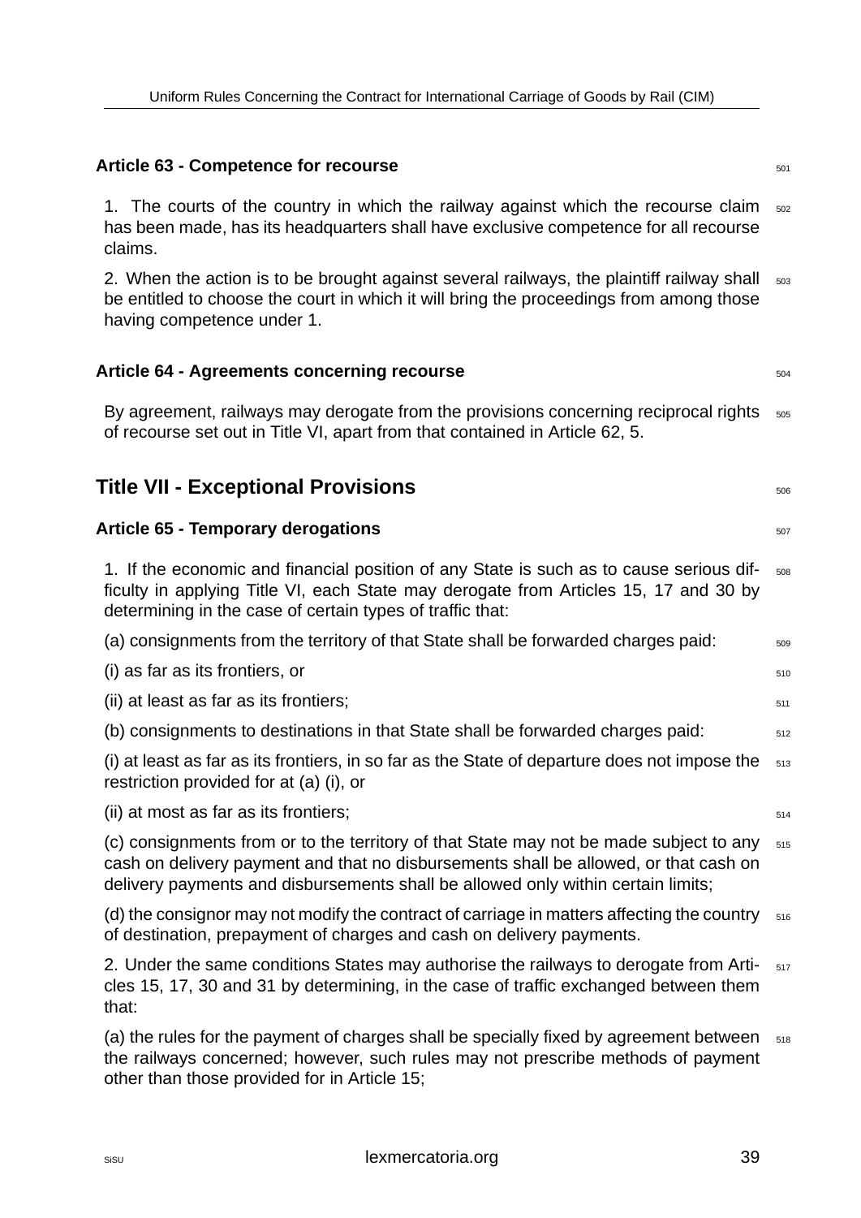### Article 63 - Competence for recourse

1. The courts of the country in which the railway against which the recourse claim has been made, has its headquarters shall have exclusive competence for all recourse claims.

2. When the action is to be brought against several railways, the plaintiff railway shall be entitled to choose the court in which it will bring the proceedings from among those having competence under 1.

### Article 64 - Agreements concerning recourse

By agreement, railways may derogate from the provisions concerning reciprocal rights of recourse set out in Title VI, apart from that contained in Article 62, 5.

## Title VII - Exceptional Provisions

### Article 65 - Temporary derogations

1. If the economic and financial position of any State is such as to cause serious difficulty in applying Title VI, each State may derogate from Articles 15, 17 and 30 by determining in the case of certain types of traffic that:

(a) consignments from the territory of that State shall be forwarded charges paid:

(i) as far as its frontiers, or

(ii) at least as far as its frontiers;

(b) consignments to destinations in that State shall be forwarded charges paid:

(i) at least as far as its frontiers, in so far as the State of departure does not impose the restriction provided for at (a) (i), or

(ii) at most as far as its frontiers;

(c) consignments from or to the territory of that State may not be made subject to any cash on delivery payment and that no disbursements shall be allowed, or that cash on delivery payments and disbursements shall be allowed only within certain limits;

(d) the consignor may not modify the contract of carriage in matters affecting the country of destination, prepayment of charges and cash on delivery payments.

2. Under the same conditions States may authorise the railways to derogate from Articles 15, 17, 30 and 31 by determining, in the case of traffic exchanged between them that:

(a) the rules for the payment of charges shall be specially fixed by agreement between the railways concerned; however, such rules may not prescribe methods of payment other than those provided for in Article 15;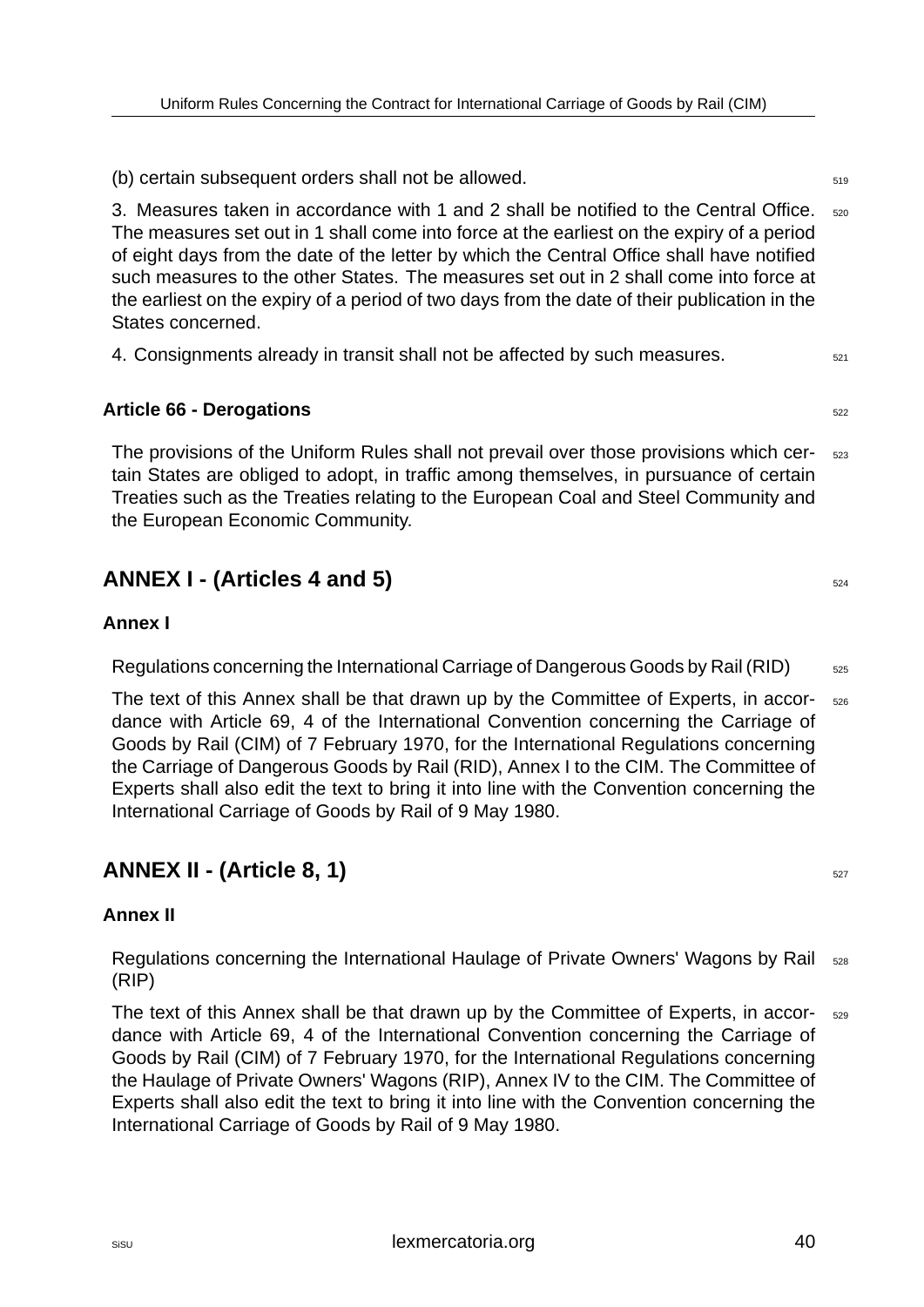(b) certain subsequent orders shall not be allowed.

3. Measures taken in accordance with 1 and 2 shall be notified to the Central Office. The measures set out in 1 shall come into force at the earliest on the expiry of a period of eight days from the date of the letter by which the Central Office shall have notified such measures to the other States. The measures set out in 2 shall come into force at the earliest on the expiry of a period of two days from the date of their publication in the States concerned.

4. Consignments already in transit shall not be affected by such measures.

### Article 66 - Derogations

The provisions of the Uniform Rules shall not prevail over those provisions which certain States are obliged to adopt, in traffic among themselves, in pursuance of certain Treaties such as the Treaties relating to the European Coal and Steel Community and the European Economic Community.

## ANNEX I - (Articles 4 and 5)

### Annex I

Regulations concerning the International Carriage of Dangerous Goods by Rail (RID)

The text of this Annex shall be that drawn up by the Committee of Experts, in accordance with Article 69, 4 of the International Convention concerning the Carriage of Goods by Rail (CIM) of 7 February 1970, for the International Regulations concerning the Carriage of Dangerous Goods by Rail (RID), Annex I to the CIM. The Committee of Experts shall also edit the text to bring it into line with the Convention concerning the International Carriage of Goods by Rail of 9 May 1980.

## ANNEX II - (Article 8, 1)

### Annex II

Regulations concerning the International Haulage of Private Owners' Wagons by Rail (RIP)

The text of this Annex shall be that drawn up by the Committee of Experts, in accordance with Article 69, 4 of the International Convention concerning the Carriage of Goods by Rail (CIM) of 7 February 1970, for the International Regulations concerning the Haulage of Private Owners' Wagons (RIP), Annex IV to the CIM. The Committee of Experts shall also edit the text to bring it into line with the Convention concerning the International Carriage of Goods by Rail of 9 May 1980.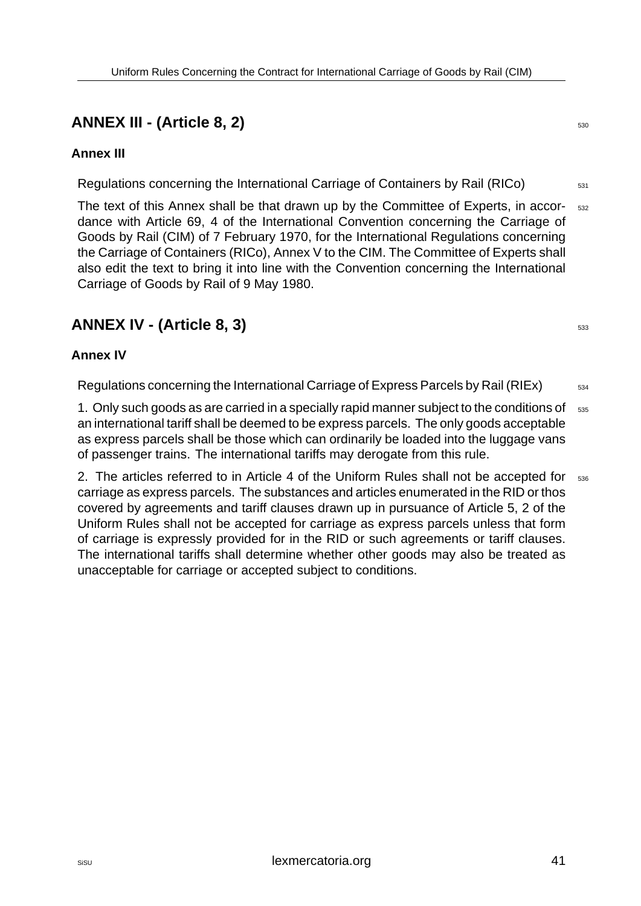## ANNEX III - (Article 8, 2)

### Annex III

Regulations concerning the International Carriage of Containers by Rail (RICo)

The text of this Annex shall be that drawn up by the Committee of Experts, in accordance with Article 69, 4 of the International Convention concerning the Carriage of Goods by Rail (CIM) of 7 February 1970, for the International Regulations concerning the Carriage of Containers (RICo), Annex V to the CIM. The Committee of Experts shall also edit the text to bring it into line with the Convention concerning the International Carriage of Goods by Rail of 9 May 1980.

## ANNEX IV - (Article 8, 3)

### Annex IV

Regulations concerning the International Carriage of Express Parcels by Rail (RIEx)

1. Only such goods as are carried in a specially rapid manner subject to the conditions of an international tariff shall be deemed to be express parcels. The only goods acceptable as express parcels shall be those which can ordinarily be loaded into the luggage vans of passenger trains. The international tariffs may derogate from this rule.

2. The articles referred to in Article 4 of the Uniform Rules shall not be accepted for carriage as express parcels. The substances and articles enumerated in the RID or thos covered by agreements and tariff clauses drawn up in pursuance of Article 5, 2 of the Uniform Rules shall not be accepted for carriage as express parcels unless that form of carriage is expressly provided for in the RID or such agreements or tariff clauses. The international tariffs shall determine whether other goods may also be treated as unacceptable for carriage or accepted subject to conditions.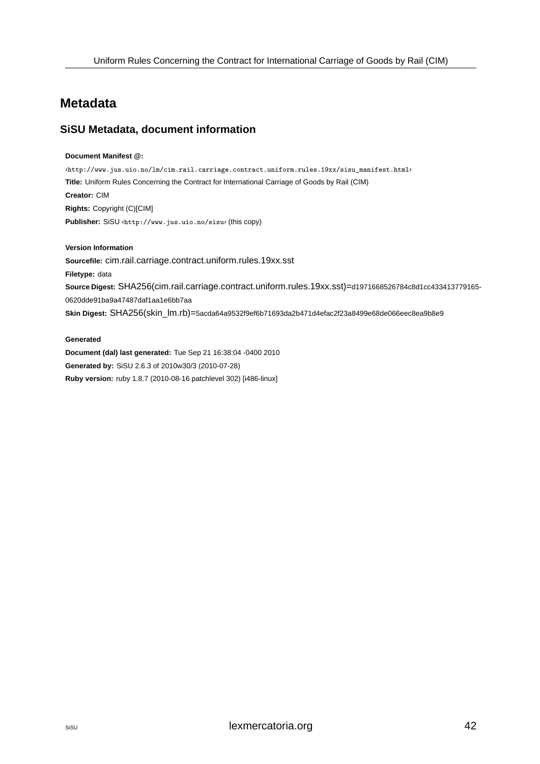# Metadata

## SiSU Metadata, document information

**Document Manifest @:**

‹http://www.jus.uio.no/lm/cim.rail.carriage.contract.uniform.rules.19xx/sisu_manifest.html›

**Title:** Uniform Rules Concerning the Contract for International Carriage of Goods by Rail (CIM)

**Creator:** CIM

**Rights:** Copyright (C)[CIM]

**Publisher:** SiSU ‹http://www.jus.uio.no/sisu› (this copy)

**Version Information**

**Sourcefile:** cim.rail.carriage.contract.uniform.rules.19xx.sst

**Filetype:** data

**Source Digest:** SHA256(cim.rail.carriage.contract.uniform.rules.19xx.sst)=d1971668526784c8d1cc433413779165-0620dde91ba9a47487daf1aa1e6bb7aa

**Skin Digest:** SHA256(skin_lm.rb)=5acda64a9532f9ef6b71693da2b471d4efac2f23a8499e68de066eec8ea9b8e9

**Generated**

**Document (dal) last generated:** Tue Sep 21 16:38:04 -0400 2010

**Generated by:** SiSU 2.6.3 of 2010w30/3 (2010-07-28)

**Ruby version:** ruby 1.8.7 (2010-08-16 patchlevel 302) [i486-linux]